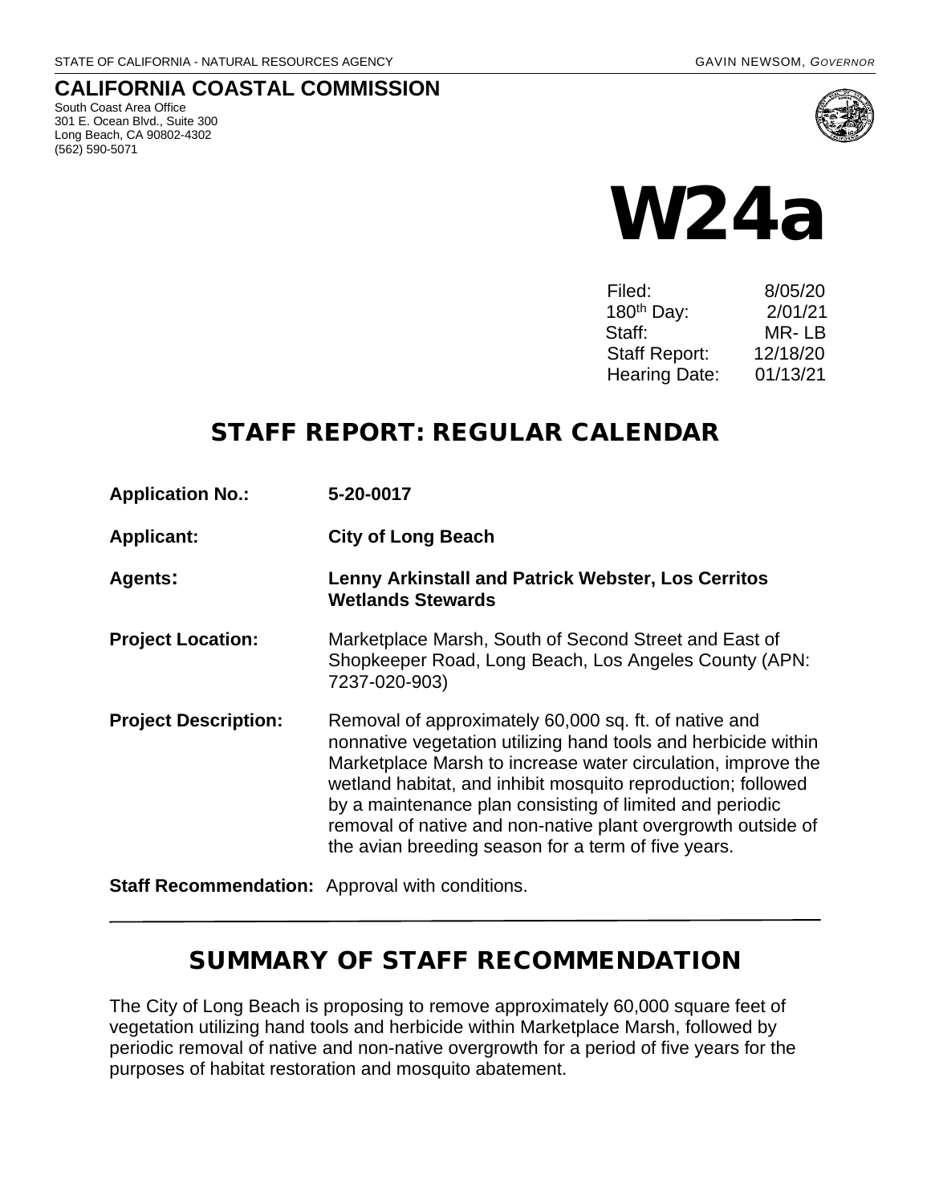STATE OF CALIFORNIA - NATURAL RESOURCES AGENCY GAVIN NEWSOM, *GOVERNOR*

# CALIFORNIA COASTAL COMMISSION

South Coast Area Office
301 E. Ocean Blvd., Suite 300
Long Beach, CA 90802-4302
(562) 590-5071

# W24a

| | |
|---|---|
| Filed: | 8/05/20 |
| 180th Day: | 2/01/21 |
| Staff: | MR- LB |
| Staff Report: | 12/18/20 |
| Hearing Date: | 01/13/21 |

## STAFF REPORT: REGULAR CALENDAR

**Application No.:** **5-20-0017**

**Applicant:** **City of Long Beach**

**Agents:** **Lenny Arkinstall and Patrick Webster, Los Cerritos Wetlands Stewards**

**Project Location:** Marketplace Marsh, South of Second Street and East of Shopkeeper Road, Long Beach, Los Angeles County (APN: 7237-020-903)

**Project Description:** Removal of approximately 60,000 sq. ft. of native and nonnative vegetation utilizing hand tools and herbicide within Marketplace Marsh to increase water circulation, improve the wetland habitat, and inhibit mosquito reproduction; followed by a maintenance plan consisting of limited and periodic removal of native and non-native plant overgrowth outside of the avian breeding season for a term of five years.

**Staff Recommendation:** Approval with conditions.

## SUMMARY OF STAFF RECOMMENDATION

The City of Long Beach is proposing to remove approximately 60,000 square feet of vegetation utilizing hand tools and herbicide within Marketplace Marsh, followed by periodic removal of native and non-native overgrowth for a period of five years for the purposes of habitat restoration and mosquito abatement.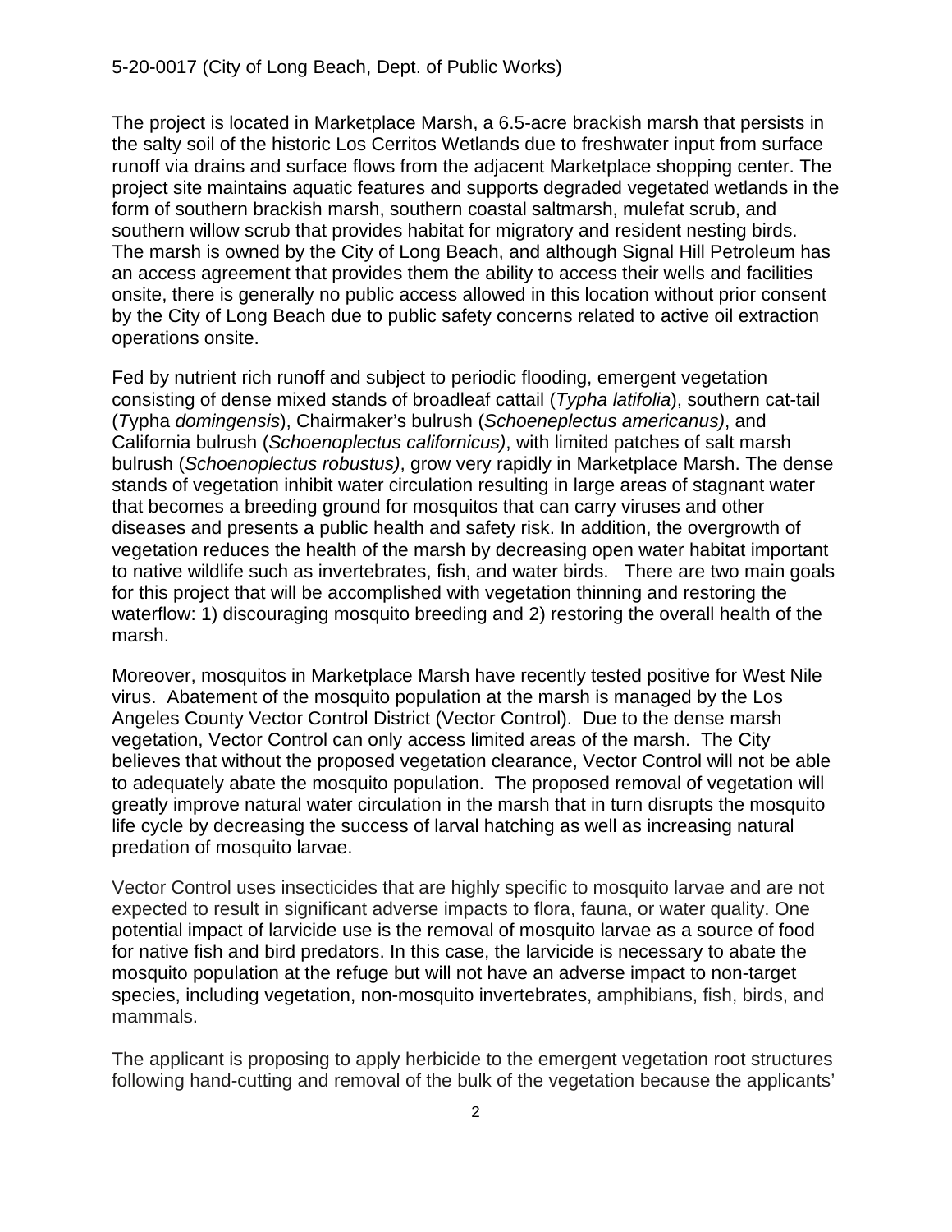The project is located in Marketplace Marsh, a 6.5-acre brackish marsh that persists in the salty soil of the historic Los Cerritos Wetlands due to freshwater input from surface runoff via drains and surface flows from the adjacent Marketplace shopping center. The project site maintains aquatic features and supports degraded vegetated wetlands in the form of southern brackish marsh, southern coastal saltmarsh, mulefat scrub, and southern willow scrub that provides habitat for migratory and resident nesting birds. The marsh is owned by the City of Long Beach, and although Signal Hill Petroleum has an access agreement that provides them the ability to access their wells and facilities onsite, there is generally no public access allowed in this location without prior consent by the City of Long Beach due to public safety concerns related to active oil extraction operations onsite.

Fed by nutrient rich runoff and subject to periodic flooding, emergent vegetation consisting of dense mixed stands of broadleaf cattail (*Typha latifolia*), southern cat-tail (*T*ypha *domingensis*), Chairmaker's bulrush (*Schoeneplectus americanus)*, and California bulrush (*Schoenoplectus californicus)*, with limited patches of salt marsh bulrush (*Schoenoplectus robustus)*, grow very rapidly in Marketplace Marsh. The dense stands of vegetation inhibit water circulation resulting in large areas of stagnant water that becomes a breeding ground for mosquitos that can carry viruses and other diseases and presents a public health and safety risk. In addition, the overgrowth of vegetation reduces the health of the marsh by decreasing open water habitat important to native wildlife such as invertebrates, fish, and water birds. There are two main goals for this project that will be accomplished with vegetation thinning and restoring the waterflow: 1) discouraging mosquito breeding and 2) restoring the overall health of the marsh.

Moreover, mosquitos in Marketplace Marsh have recently tested positive for West Nile virus. Abatement of the mosquito population at the marsh is managed by the Los Angeles County Vector Control District (Vector Control). Due to the dense marsh vegetation, Vector Control can only access limited areas of the marsh. The City believes that without the proposed vegetation clearance, Vector Control will not be able to adequately abate the mosquito population. The proposed removal of vegetation will greatly improve natural water circulation in the marsh that in turn disrupts the mosquito life cycle by decreasing the success of larval hatching as well as increasing natural predation of mosquito larvae.

Vector Control uses insecticides that are highly specific to mosquito larvae and are not expected to result in significant adverse impacts to flora, fauna, or water quality. One potential impact of larvicide use is the removal of mosquito larvae as a source of food for native fish and bird predators. In this case, the larvicide is necessary to abate the mosquito population at the refuge but will not have an adverse impact to non-target species, including vegetation, non-mosquito invertebrates, amphibians, fish, birds, and mammals.

The applicant is proposing to apply herbicide to the emergent vegetation root structures following hand-cutting and removal of the bulk of the vegetation because the applicants'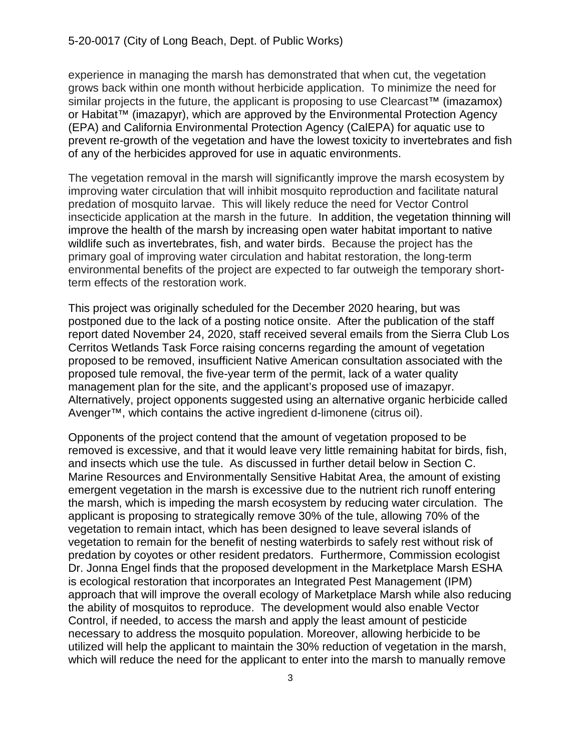experience in managing the marsh has demonstrated that when cut, the vegetation grows back within one month without herbicide application. To minimize the need for similar projects in the future, the applicant is proposing to use Clearcast™ (imazamox) or Habitat™ (imazapyr), which are approved by the Environmental Protection Agency (EPA) and California Environmental Protection Agency (CalEPA) for aquatic use to prevent re-growth of the vegetation and have the lowest toxicity to invertebrates and fish of any of the herbicides approved for use in aquatic environments.

The vegetation removal in the marsh will significantly improve the marsh ecosystem by improving water circulation that will inhibit mosquito reproduction and facilitate natural predation of mosquito larvae. This will likely reduce the need for Vector Control insecticide application at the marsh in the future. In addition, the vegetation thinning will improve the health of the marsh by increasing open water habitat important to native wildlife such as invertebrates, fish, and water birds. Because the project has the primary goal of improving water circulation and habitat restoration, the long-term environmental benefits of the project are expected to far outweigh the temporary short-term effects of the restoration work.

This project was originally scheduled for the December 2020 hearing, but was postponed due to the lack of a posting notice onsite. After the publication of the staff report dated November 24, 2020, staff received several emails from the Sierra Club Los Cerritos Wetlands Task Force raising concerns regarding the amount of vegetation proposed to be removed, insufficient Native American consultation associated with the proposed tule removal, the five-year term of the permit, lack of a water quality management plan for the site, and the applicant's proposed use of imazapyr. Alternatively, project opponents suggested using an alternative organic herbicide called Avenger™, which contains the active ingredient d-limonene (citrus oil).

Opponents of the project contend that the amount of vegetation proposed to be removed is excessive, and that it would leave very little remaining habitat for birds, fish, and insects which use the tule. As discussed in further detail below in Section C. Marine Resources and Environmentally Sensitive Habitat Area, the amount of existing emergent vegetation in the marsh is excessive due to the nutrient rich runoff entering the marsh, which is impeding the marsh ecosystem by reducing water circulation. The applicant is proposing to strategically remove 30% of the tule, allowing 70% of the vegetation to remain intact, which has been designed to leave several islands of vegetation to remain for the benefit of nesting waterbirds to safely rest without risk of predation by coyotes or other resident predators. Furthermore, Commission ecologist Dr. Jonna Engel finds that the proposed development in the Marketplace Marsh ESHA is ecological restoration that incorporates an Integrated Pest Management (IPM) approach that will improve the overall ecology of Marketplace Marsh while also reducing the ability of mosquitos to reproduce. The development would also enable Vector Control, if needed, to access the marsh and apply the least amount of pesticide necessary to address the mosquito population. Moreover, allowing herbicide to be utilized will help the applicant to maintain the 30% reduction of vegetation in the marsh, which will reduce the need for the applicant to enter into the marsh to manually remove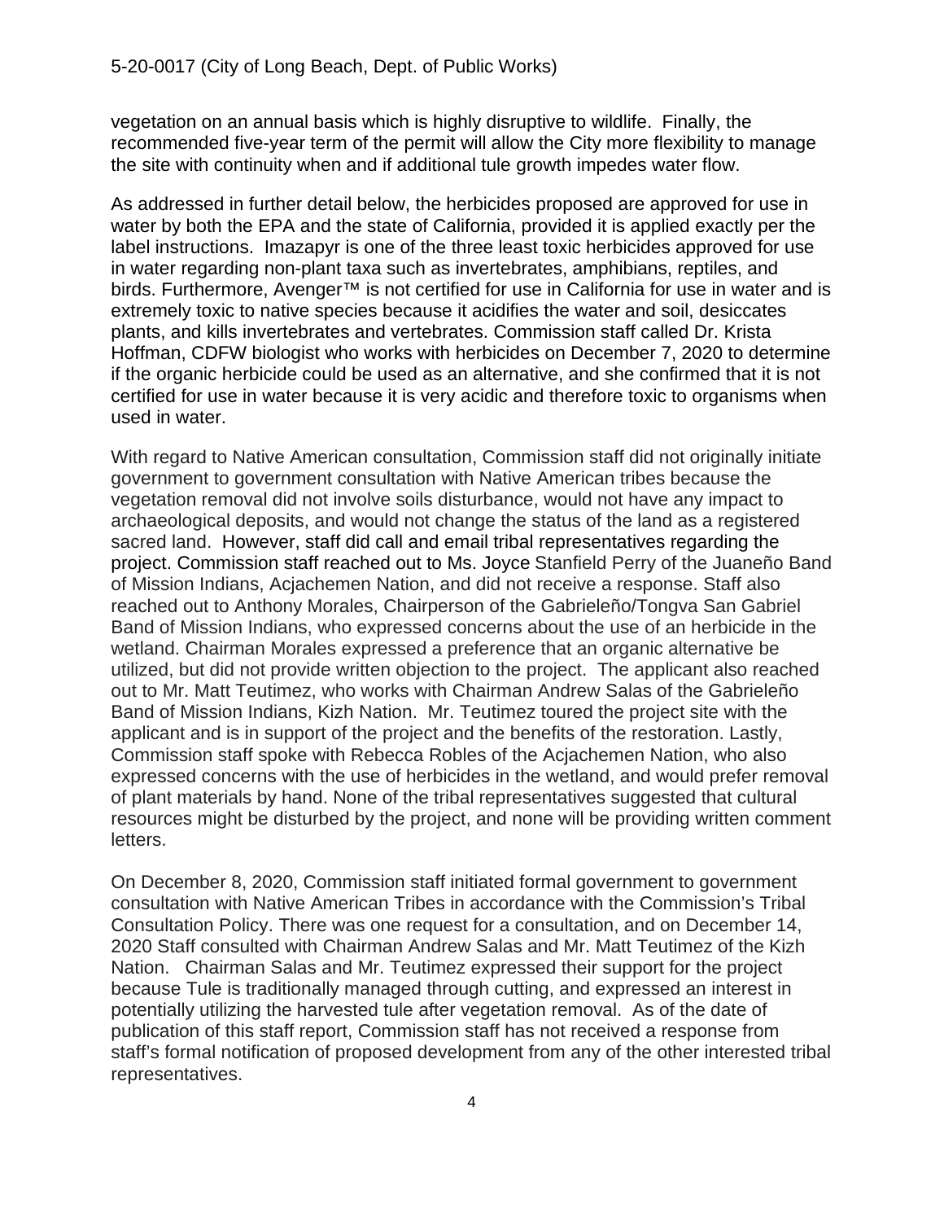vegetation on an annual basis which is highly disruptive to wildlife. Finally, the recommended five-year term of the permit will allow the City more flexibility to manage the site with continuity when and if additional tule growth impedes water flow.

As addressed in further detail below, the herbicides proposed are approved for use in water by both the EPA and the state of California, provided it is applied exactly per the label instructions. Imazapyr is one of the three least toxic herbicides approved for use in water regarding non-plant taxa such as invertebrates, amphibians, reptiles, and birds. Furthermore, Avenger™ is not certified for use in California for use in water and is extremely toxic to native species because it acidifies the water and soil, desiccates plants, and kills invertebrates and vertebrates. Commission staff called Dr. Krista Hoffman, CDFW biologist who works with herbicides on December 7, 2020 to determine if the organic herbicide could be used as an alternative, and she confirmed that it is not certified for use in water because it is very acidic and therefore toxic to organisms when used in water.

With regard to Native American consultation, Commission staff did not originally initiate government to government consultation with Native American tribes because the vegetation removal did not involve soils disturbance, would not have any impact to archaeological deposits, and would not change the status of the land as a registered sacred land. However, staff did call and email tribal representatives regarding the project. Commission staff reached out to Ms. Joyce Stanfield Perry of the Juaneño Band of Mission Indians, Acjachemen Nation, and did not receive a response. Staff also reached out to Anthony Morales, Chairperson of the Gabrieleño/Tongva San Gabriel Band of Mission Indians, who expressed concerns about the use of an herbicide in the wetland. Chairman Morales expressed a preference that an organic alternative be utilized, but did not provide written objection to the project. The applicant also reached out to Mr. Matt Teutimez, who works with Chairman Andrew Salas of the Gabrieleño Band of Mission Indians, Kizh Nation. Mr. Teutimez toured the project site with the applicant and is in support of the project and the benefits of the restoration. Lastly, Commission staff spoke with Rebecca Robles of the Acjachemen Nation, who also expressed concerns with the use of herbicides in the wetland, and would prefer removal of plant materials by hand. None of the tribal representatives suggested that cultural resources might be disturbed by the project, and none will be providing written comment letters.

On December 8, 2020, Commission staff initiated formal government to government consultation with Native American Tribes in accordance with the Commission's Tribal Consultation Policy. There was one request for a consultation, and on December 14, 2020 Staff consulted with Chairman Andrew Salas and Mr. Matt Teutimez of the Kizh Nation. Chairman Salas and Mr. Teutimez expressed their support for the project because Tule is traditionally managed through cutting, and expressed an interest in potentially utilizing the harvested tule after vegetation removal. As of the date of publication of this staff report, Commission staff has not received a response from staff's formal notification of proposed development from any of the other interested tribal representatives.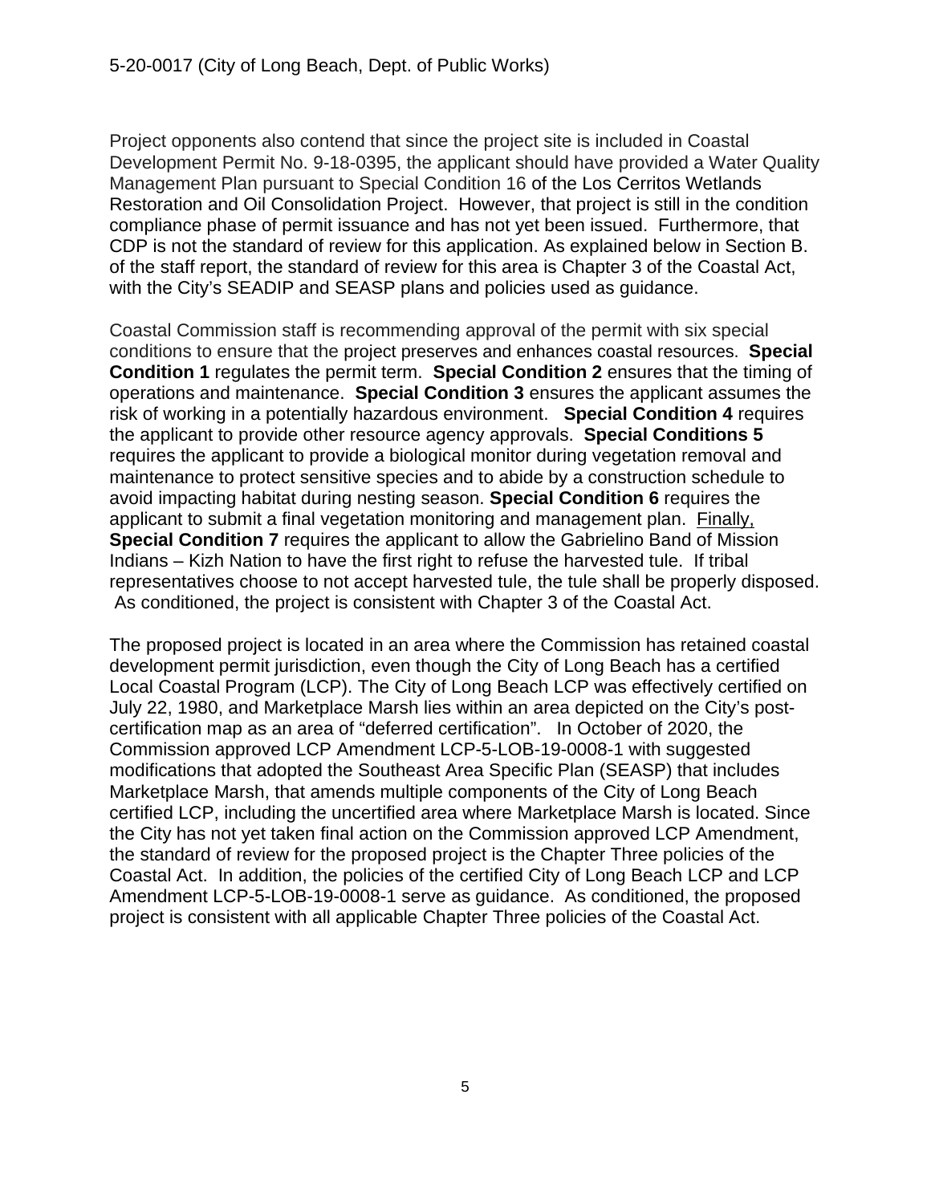Project opponents also contend that since the project site is included in Coastal Development Permit No. 9-18-0395, the applicant should have provided a Water Quality Management Plan pursuant to Special Condition 16 of the Los Cerritos Wetlands Restoration and Oil Consolidation Project. However, that project is still in the condition compliance phase of permit issuance and has not yet been issued. Furthermore, that CDP is not the standard of review for this application. As explained below in Section B. of the staff report, the standard of review for this area is Chapter 3 of the Coastal Act, with the City's SEADIP and SEASP plans and policies used as guidance.

Coastal Commission staff is recommending approval of the permit with six special conditions to ensure that the project preserves and enhances coastal resources. **Special Condition 1** regulates the permit term. **Special Condition 2** ensures that the timing of operations and maintenance. **Special Condition 3** ensures the applicant assumes the risk of working in a potentially hazardous environment. **Special Condition 4** requires the applicant to provide other resource agency approvals. **Special Conditions 5** requires the applicant to provide a biological monitor during vegetation removal and maintenance to protect sensitive species and to abide by a construction schedule to avoid impacting habitat during nesting season. **Special Condition 6** requires the applicant to submit a final vegetation monitoring and management plan. <u>Finally,</u> **Special Condition 7** requires the applicant to allow the Gabrielino Band of Mission Indians – Kizh Nation to have the first right to refuse the harvested tule. If tribal representatives choose to not accept harvested tule, the tule shall be properly disposed. As conditioned, the project is consistent with Chapter 3 of the Coastal Act.

The proposed project is located in an area where the Commission has retained coastal development permit jurisdiction, even though the City of Long Beach has a certified Local Coastal Program (LCP). The City of Long Beach LCP was effectively certified on July 22, 1980, and Marketplace Marsh lies within an area depicted on the City's post-certification map as an area of "deferred certification". In October of 2020, the Commission approved LCP Amendment LCP-5-LOB-19-0008-1 with suggested modifications that adopted the Southeast Area Specific Plan (SEASP) that includes Marketplace Marsh, that amends multiple components of the City of Long Beach certified LCP, including the uncertified area where Marketplace Marsh is located. Since the City has not yet taken final action on the Commission approved LCP Amendment, the standard of review for the proposed project is the Chapter Three policies of the Coastal Act. In addition, the policies of the certified City of Long Beach LCP and LCP Amendment LCP-5-LOB-19-0008-1 serve as guidance. As conditioned, the proposed project is consistent with all applicable Chapter Three policies of the Coastal Act.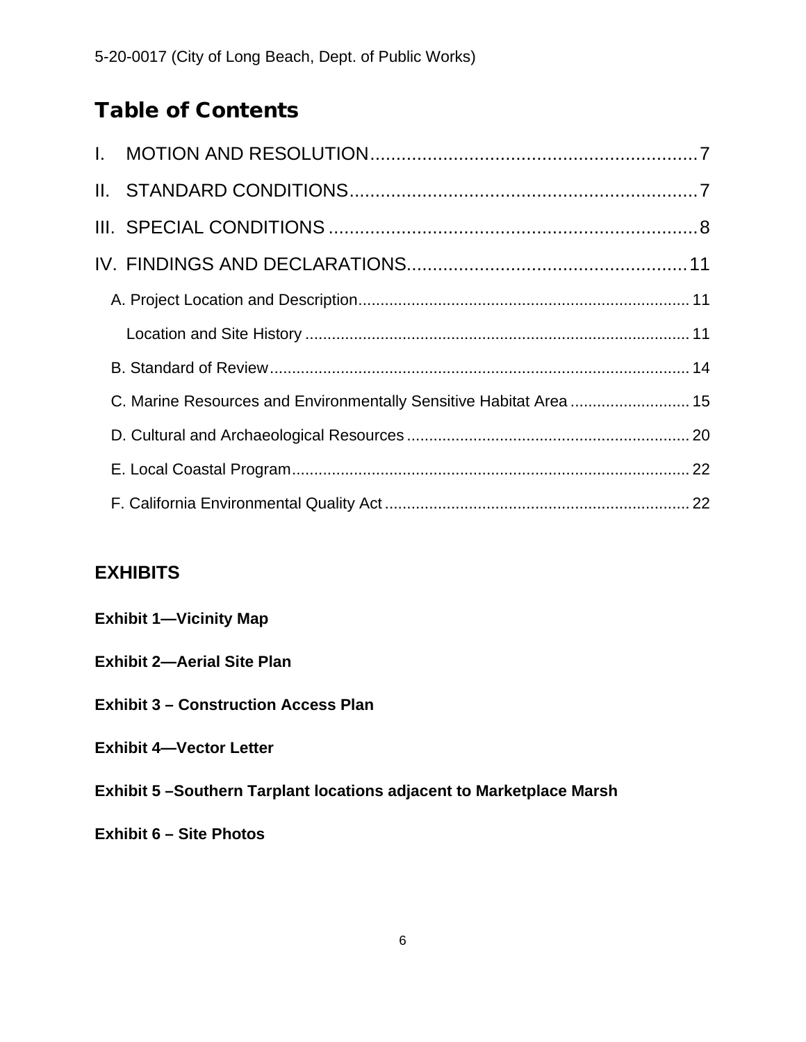# Table of Contents

I. MOTION AND RESOLUTION ........................................................ 7

II. STANDARD CONDITIONS ........................................................ 7

III. SPECIAL CONDITIONS ........................................................ 8

IV. FINDINGS AND DECLARATIONS ........................................................ 11

- A. Project Location and Description ........................................................ 11
  - Location and Site History ........................................................ 11
- B. Standard of Review ........................................................ 14
- C. Marine Resources and Environmentally Sensitive Habitat Area ........................................................ 15
- D. Cultural and Archaeological Resources ........................................................ 20
- E. Local Coastal Program ........................................................ 22
- F. California Environmental Quality Act ........................................................ 22

## EXHIBITS

**Exhibit 1—Vicinity Map**

**Exhibit 2—Aerial Site Plan**

**Exhibit 3 – Construction Access Plan**

**Exhibit 4—Vector Letter**

**Exhibit 5 –Southern Tarplant locations adjacent to Marketplace Marsh**

**Exhibit 6 – Site Photos**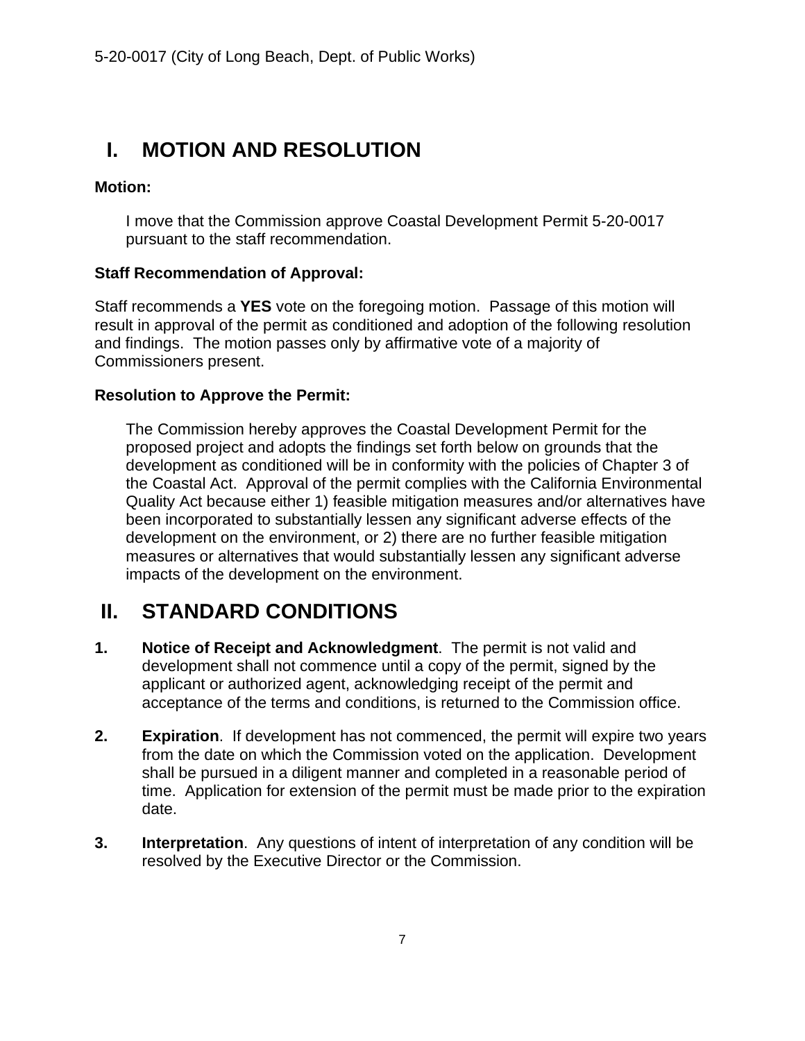# I. MOTION AND RESOLUTION

**Motion:**

> I move that the Commission approve Coastal Development Permit 5-20-0017 pursuant to the staff recommendation.

**Staff Recommendation of Approval:**

Staff recommends a **YES** vote on the foregoing motion. Passage of this motion will result in approval of the permit as conditioned and adoption of the following resolution and findings. The motion passes only by affirmative vote of a majority of Commissioners present.

**Resolution to Approve the Permit:**

> The Commission hereby approves the Coastal Development Permit for the proposed project and adopts the findings set forth below on grounds that the development as conditioned will be in conformity with the policies of Chapter 3 of the Coastal Act. Approval of the permit complies with the California Environmental Quality Act because either 1) feasible mitigation measures and/or alternatives have been incorporated to substantially lessen any significant adverse effects of the development on the environment, or 2) there are no further feasible mitigation measures or alternatives that would substantially lessen any significant adverse impacts of the development on the environment.

# II. STANDARD CONDITIONS

**1. Notice of Receipt and Acknowledgment**. The permit is not valid and development shall not commence until a copy of the permit, signed by the applicant or authorized agent, acknowledging receipt of the permit and acceptance of the terms and conditions, is returned to the Commission office.

**2. Expiration**. If development has not commenced, the permit will expire two years from the date on which the Commission voted on the application. Development shall be pursued in a diligent manner and completed in a reasonable period of time. Application for extension of the permit must be made prior to the expiration date.

**3. Interpretation**. Any questions of intent of interpretation of any condition will be resolved by the Executive Director or the Commission.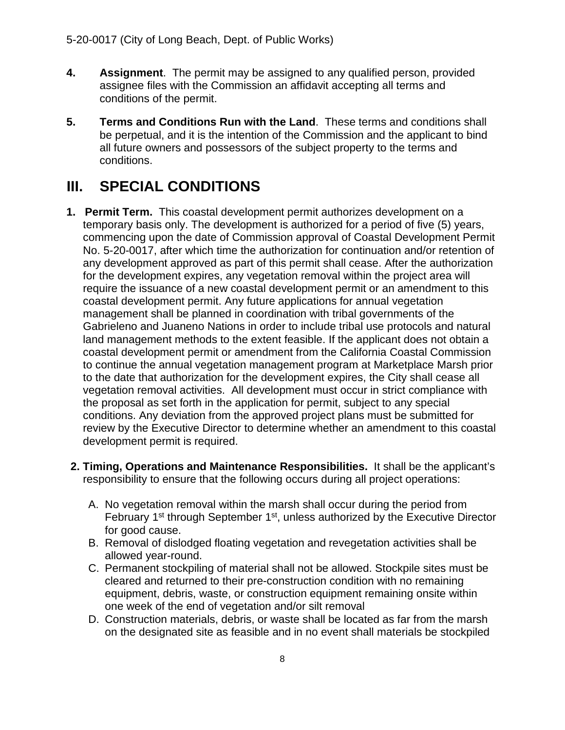**4. Assignment**. The permit may be assigned to any qualified person, provided assignee files with the Commission an affidavit accepting all terms and conditions of the permit.

**5. Terms and Conditions Run with the Land**. These terms and conditions shall be perpetual, and it is the intention of the Commission and the applicant to bind all future owners and possessors of the subject property to the terms and conditions.

# III. SPECIAL CONDITIONS

1. **Permit Term.** This coastal development permit authorizes development on a temporary basis only. The development is authorized for a period of five (5) years, commencing upon the date of Commission approval of Coastal Development Permit No. 5-20-0017, after which time the authorization for continuation and/or retention of any development approved as part of this permit shall cease. After the authorization for the development expires, any vegetation removal within the project area will require the issuance of a new coastal development permit or an amendment to this coastal development permit. Any future applications for annual vegetation management shall be planned in coordination with tribal governments of the Gabrieleno and Juaneno Nations in order to include tribal use protocols and natural land management methods to the extent feasible. If the applicant does not obtain a coastal development permit or amendment from the California Coastal Commission to continue the annual vegetation management program at Marketplace Marsh prior to the date that authorization for the development expires, the City shall cease all vegetation removal activities. All development must occur in strict compliance with the proposal as set forth in the application for permit, subject to any special conditions. Any deviation from the approved project plans must be submitted for review by the Executive Director to determine whether an amendment to this coastal development permit is required.

2. **Timing, Operations and Maintenance Responsibilities.** It shall be the applicant's responsibility to ensure that the following occurs during all project operations:

   A. No vegetation removal within the marsh shall occur during the period from February 1st through September 1st, unless authorized by the Executive Director for good cause.
   
   B. Removal of dislodged floating vegetation and revegetation activities shall be allowed year-round.
   
   C. Permanent stockpiling of material shall not be allowed. Stockpile sites must be cleared and returned to their pre-construction condition with no remaining equipment, debris, waste, or construction equipment remaining onsite within one week of the end of vegetation and/or silt removal
   
   D. Construction materials, debris, or waste shall be located as far from the marsh on the designated site as feasible and in no event shall materials be stockpiled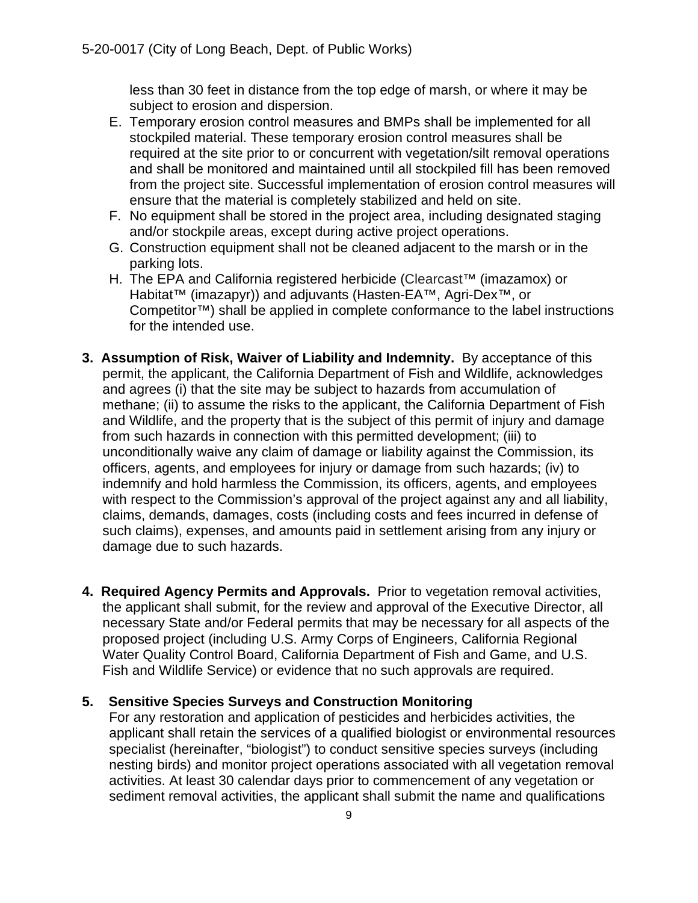less than 30 feet in distance from the top edge of marsh, or where it may be subject to erosion and dispersion.

E. Temporary erosion control measures and BMPs shall be implemented for all stockpiled material. These temporary erosion control measures shall be required at the site prior to or concurrent with vegetation/silt removal operations and shall be monitored and maintained until all stockpiled fill has been removed from the project site. Successful implementation of erosion control measures will ensure that the material is completely stabilized and held on site.
F. No equipment shall be stored in the project area, including designated staging and/or stockpile areas, except during active project operations.
G. Construction equipment shall not be cleaned adjacent to the marsh or in the parking lots.
H. The EPA and California registered herbicide (Clearcast™ (imazamox) or Habitat™ (imazapyr)) and adjuvants (Hasten-EA™, Agri-Dex™, or Competitor™) shall be applied in complete conformance to the label instructions for the intended use.

**3. Assumption of Risk, Waiver of Liability and Indemnity.** By acceptance of this permit, the applicant, the California Department of Fish and Wildlife, acknowledges and agrees (i) that the site may be subject to hazards from accumulation of methane; (ii) to assume the risks to the applicant, the California Department of Fish and Wildlife, and the property that is the subject of this permit of injury and damage from such hazards in connection with this permitted development; (iii) to unconditionally waive any claim of damage or liability against the Commission, its officers, agents, and employees for injury or damage from such hazards; (iv) to indemnify and hold harmless the Commission, its officers, agents, and employees with respect to the Commission's approval of the project against any and all liability, claims, demands, damages, costs (including costs and fees incurred in defense of such claims), expenses, and amounts paid in settlement arising from any injury or damage due to such hazards.

**4. Required Agency Permits and Approvals.** Prior to vegetation removal activities, the applicant shall submit, for the review and approval of the Executive Director, all necessary State and/or Federal permits that may be necessary for all aspects of the proposed project (including U.S. Army Corps of Engineers, California Regional Water Quality Control Board, California Department of Fish and Game, and U.S. Fish and Wildlife Service) or evidence that no such approvals are required.

**5. Sensitive Species Surveys and Construction Monitoring**

For any restoration and application of pesticides and herbicides activities, the applicant shall retain the services of a qualified biologist or environmental resources specialist (hereinafter, "biologist") to conduct sensitive species surveys (including nesting birds) and monitor project operations associated with all vegetation removal activities. At least 30 calendar days prior to commencement of any vegetation or sediment removal activities, the applicant shall submit the name and qualifications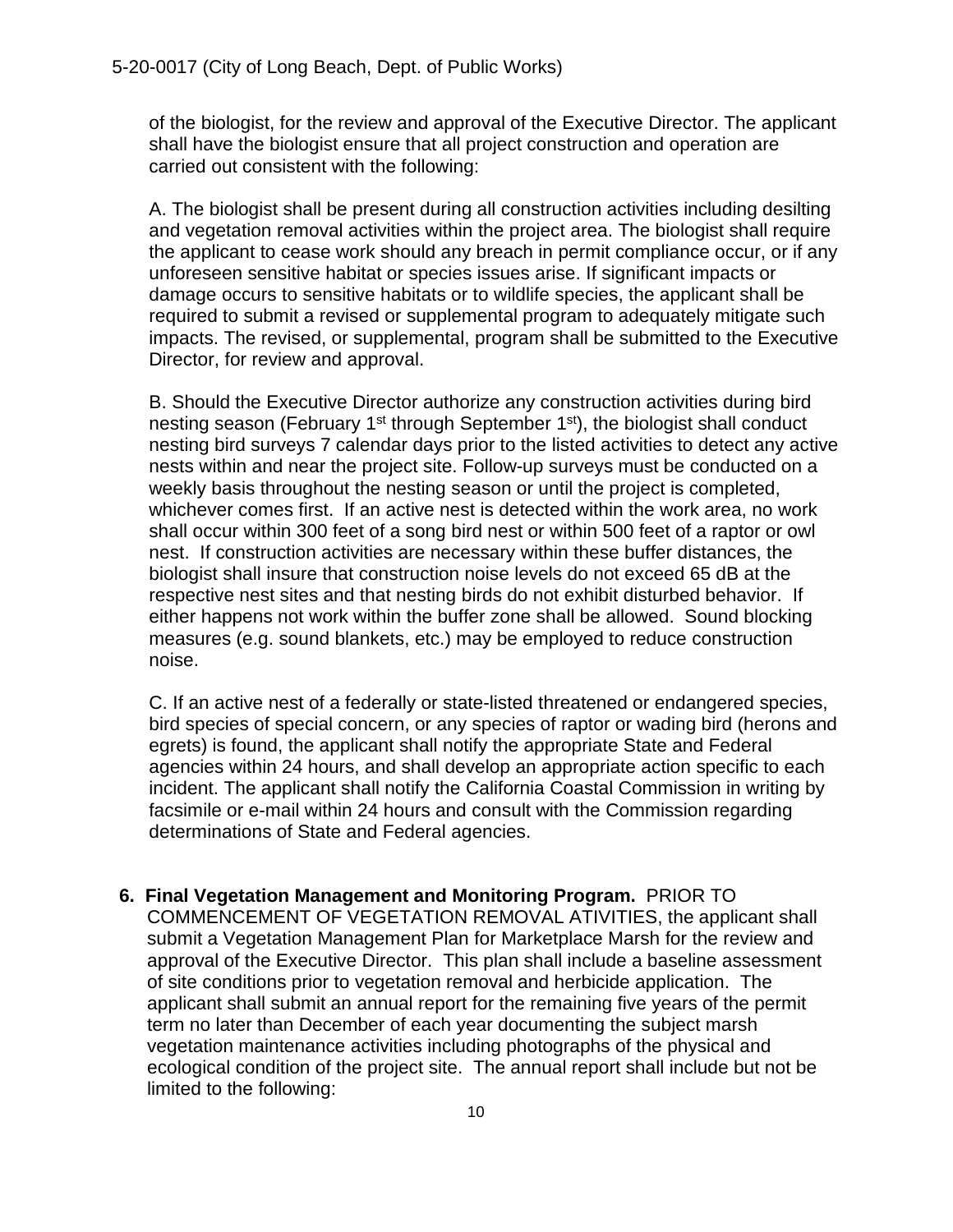of the biologist, for the review and approval of the Executive Director. The applicant shall have the biologist ensure that all project construction and operation are carried out consistent with the following:

A. The biologist shall be present during all construction activities including desilting and vegetation removal activities within the project area. The biologist shall require the applicant to cease work should any breach in permit compliance occur, or if any unforeseen sensitive habitat or species issues arise. If significant impacts or damage occurs to sensitive habitats or to wildlife species, the applicant shall be required to submit a revised or supplemental program to adequately mitigate such impacts. The revised, or supplemental, program shall be submitted to the Executive Director, for review and approval.

B. Should the Executive Director authorize any construction activities during bird nesting season (February 1st through September 1st), the biologist shall conduct nesting bird surveys 7 calendar days prior to the listed activities to detect any active nests within and near the project site. Follow-up surveys must be conducted on a weekly basis throughout the nesting season or until the project is completed, whichever comes first. If an active nest is detected within the work area, no work shall occur within 300 feet of a song bird nest or within 500 feet of a raptor or owl nest. If construction activities are necessary within these buffer distances, the biologist shall insure that construction noise levels do not exceed 65 dB at the respective nest sites and that nesting birds do not exhibit disturbed behavior. If either happens not work within the buffer zone shall be allowed. Sound blocking measures (e.g. sound blankets, etc.) may be employed to reduce construction noise.

C. If an active nest of a federally or state-listed threatened or endangered species, bird species of special concern, or any species of raptor or wading bird (herons and egrets) is found, the applicant shall notify the appropriate State and Federal agencies within 24 hours, and shall develop an appropriate action specific to each incident. The applicant shall notify the California Coastal Commission in writing by facsimile or e-mail within 24 hours and consult with the Commission regarding determinations of State and Federal agencies.

6. **Final Vegetation Management and Monitoring Program.** PRIOR TO COMMENCEMENT OF VEGETATION REMOVAL ATIVITIES, the applicant shall submit a Vegetation Management Plan for Marketplace Marsh for the review and approval of the Executive Director. This plan shall include a baseline assessment of site conditions prior to vegetation removal and herbicide application. The applicant shall submit an annual report for the remaining five years of the permit term no later than December of each year documenting the subject marsh vegetation maintenance activities including photographs of the physical and ecological condition of the project site. The annual report shall include but not be limited to the following: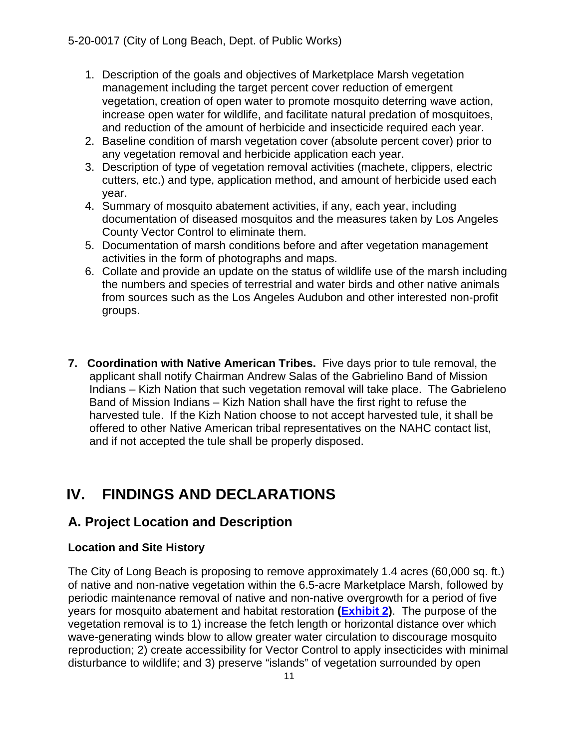1. Description of the goals and objectives of Marketplace Marsh vegetation management including the target percent cover reduction of emergent vegetation, creation of open water to promote mosquito deterring wave action, increase open water for wildlife, and facilitate natural predation of mosquitoes, and reduction of the amount of herbicide and insecticide required each year.
2. Baseline condition of marsh vegetation cover (absolute percent cover) prior to any vegetation removal and herbicide application each year.
3. Description of type of vegetation removal activities (machete, clippers, electric cutters, etc.) and type, application method, and amount of herbicide used each year.
4. Summary of mosquito abatement activities, if any, each year, including documentation of diseased mosquitos and the measures taken by Los Angeles County Vector Control to eliminate them.
5. Documentation of marsh conditions before and after vegetation management activities in the form of photographs and maps.
6. Collate and provide an update on the status of wildlife use of the marsh including the numbers and species of terrestrial and water birds and other native animals from sources such as the Los Angeles Audubon and other interested non-profit groups.

**7. Coordination with Native American Tribes.** Five days prior to tule removal, the applicant shall notify Chairman Andrew Salas of the Gabrielino Band of Mission Indians – Kizh Nation that such vegetation removal will take place. The Gabrieleno Band of Mission Indians – Kizh Nation shall have the first right to refuse the harvested tule. If the Kizh Nation choose to not accept harvested tule, it shall be offered to other Native American tribal representatives on the NAHC contact list, and if not accepted the tule shall be properly disposed.

# IV. FINDINGS AND DECLARATIONS

## A. Project Location and Description

### Location and Site History

The City of Long Beach is proposing to remove approximately 1.4 acres (60,000 sq. ft.) of native and non-native vegetation within the 6.5-acre Marketplace Marsh, followed by periodic maintenance removal of native and non-native overgrowth for a period of five years for mosquito abatement and habitat restoration **(Exhibit 2)**. The purpose of the vegetation removal is to 1) increase the fetch length or horizontal distance over which wave-generating winds blow to allow greater water circulation to discourage mosquito reproduction; 2) create accessibility for Vector Control to apply insecticides with minimal disturbance to wildlife; and 3) preserve "islands" of vegetation surrounded by open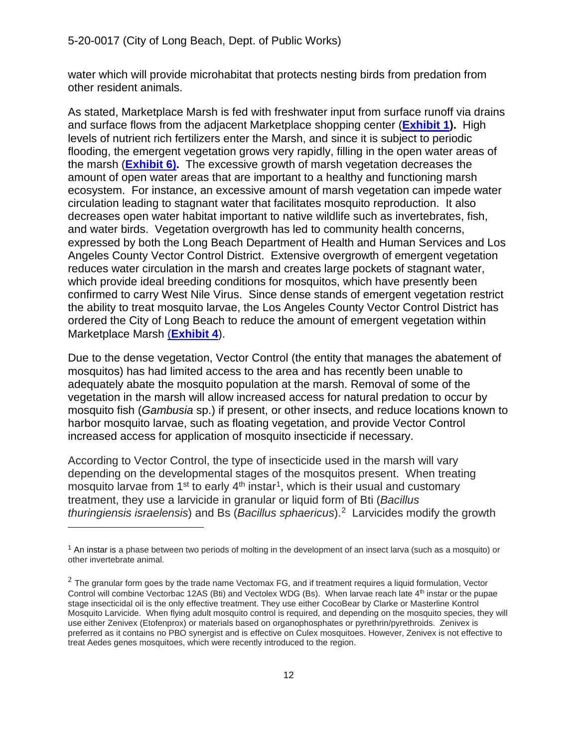water which will provide microhabitat that protects nesting birds from predation from other resident animals.

As stated, Marketplace Marsh is fed with freshwater input from surface runoff via drains and surface flows from the adjacent Marketplace shopping center (**Exhibit 1**). High levels of nutrient rich fertilizers enter the Marsh, and since it is subject to periodic flooding, the emergent vegetation grows very rapidly, filling in the open water areas of the marsh (**Exhibit 6**). The excessive growth of marsh vegetation decreases the amount of open water areas that are important to a healthy and functioning marsh ecosystem. For instance, an excessive amount of marsh vegetation can impede water circulation leading to stagnant water that facilitates mosquito reproduction. It also decreases open water habitat important to native wildlife such as invertebrates, fish, and water birds. Vegetation overgrowth has led to community health concerns, expressed by both the Long Beach Department of Health and Human Services and Los Angeles County Vector Control District. Extensive overgrowth of emergent vegetation reduces water circulation in the marsh and creates large pockets of stagnant water, which provide ideal breeding conditions for mosquitos, which have presently been confirmed to carry West Nile Virus. Since dense stands of emergent vegetation restrict the ability to treat mosquito larvae, the Los Angeles County Vector Control District has ordered the City of Long Beach to reduce the amount of emergent vegetation within Marketplace Marsh (**Exhibit 4**).

Due to the dense vegetation, Vector Control (the entity that manages the abatement of mosquitos) has had limited access to the area and has recently been unable to adequately abate the mosquito population at the marsh. Removal of some of the vegetation in the marsh will allow increased access for natural predation to occur by mosquito fish (*Gambusia* sp.) if present, or other insects, and reduce locations known to harbor mosquito larvae, such as floating vegetation, and provide Vector Control increased access for application of mosquito insecticide if necessary.

According to Vector Control, the type of insecticide used in the marsh will vary depending on the developmental stages of the mosquitos present. When treating mosquito larvae from 1st to early 4th instar[1], which is their usual and customary treatment, they use a larvicide in granular or liquid form of Bti (*Bacillus thuringiensis israelensis*) and Bs (*Bacillus sphaericus*).[2] Larvicides modify the growth

---

[1] An instar is a phase between two periods of molting in the development of an insect larva (such as a mosquito) or other invertebrate animal.

[2] The granular form goes by the trade name Vectomax FG, and if treatment requires a liquid formulation, Vector Control will combine Vectorbac 12AS (Bti) and Vectolex WDG (Bs). When larvae reach late 4th instar or the pupae stage insecticidal oil is the only effective treatment. They use either CocoBear by Clarke or Masterline Kontrol Mosquito Larvicide. When flying adult mosquito control is required, and depending on the mosquito species, they will use either Zenivex (Etofenprox) or materials based on organophosphates or pyrethrin/pyrethroids. Zenivex is preferred as it contains no PBO synergist and is effective on Culex mosquitoes. However, Zenivex is not effective to treat Aedes genes mosquitoes, which were recently introduced to the region.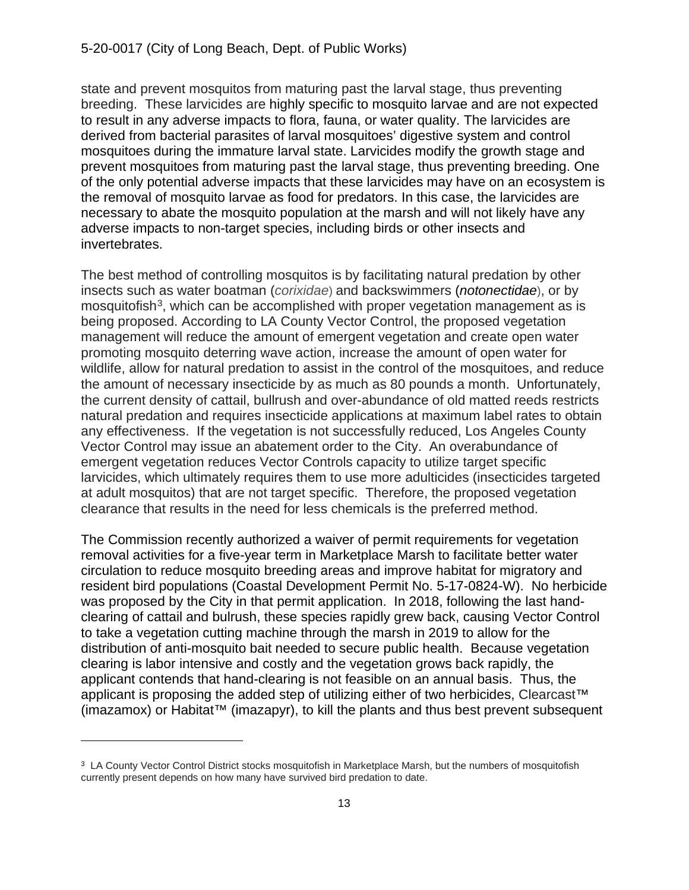state and prevent mosquitos from maturing past the larval stage, thus preventing breeding. These larvicides are highly specific to mosquito larvae and are not expected to result in any adverse impacts to flora, fauna, or water quality. The larvicides are derived from bacterial parasites of larval mosquitoes' digestive system and control mosquitoes during the immature larval state. Larvicides modify the growth stage and prevent mosquitoes from maturing past the larval stage, thus preventing breeding. One of the only potential adverse impacts that these larvicides may have on an ecosystem is the removal of mosquito larvae as food for predators. In this case, the larvicides are necessary to abate the mosquito population at the marsh and will not likely have any adverse impacts to non-target species, including birds or other insects and invertebrates.

The best method of controlling mosquitos is by facilitating natural predation by other insects such as water boatman (*corixidae*) and backswimmers (*notonectidae*), or by mosquitofish[3], which can be accomplished with proper vegetation management as is being proposed. According to LA County Vector Control, the proposed vegetation management will reduce the amount of emergent vegetation and create open water promoting mosquito deterring wave action, increase the amount of open water for wildlife, allow for natural predation to assist in the control of the mosquitoes, and reduce the amount of necessary insecticide by as much as 80 pounds a month. Unfortunately, the current density of cattail, bullrush and over-abundance of old matted reeds restricts natural predation and requires insecticide applications at maximum label rates to obtain any effectiveness. If the vegetation is not successfully reduced, Los Angeles County Vector Control may issue an abatement order to the City. An overabundance of emergent vegetation reduces Vector Controls capacity to utilize target specific larvicides, which ultimately requires them to use more adulticides (insecticides targeted at adult mosquitos) that are not target specific. Therefore, the proposed vegetation clearance that results in the need for less chemicals is the preferred method.

The Commission recently authorized a waiver of permit requirements for vegetation removal activities for a five-year term in Marketplace Marsh to facilitate better water circulation to reduce mosquito breeding areas and improve habitat for migratory and resident bird populations (Coastal Development Permit No. 5-17-0824-W). No herbicide was proposed by the City in that permit application. In 2018, following the last hand-clearing of cattail and bulrush, these species rapidly grew back, causing Vector Control to take a vegetation cutting machine through the marsh in 2019 to allow for the distribution of anti-mosquito bait needed to secure public health. Because vegetation clearing is labor intensive and costly and the vegetation grows back rapidly, the applicant contends that hand-clearing is not feasible on an annual basis. Thus, the applicant is proposing the added step of utilizing either of two herbicides, Clearcast™ (imazamox) or Habitat™ (imazapyr), to kill the plants and thus best prevent subsequent

[3] LA County Vector Control District stocks mosquitofish in Marketplace Marsh, but the numbers of mosquitofish currently present depends on how many have survived bird predation to date.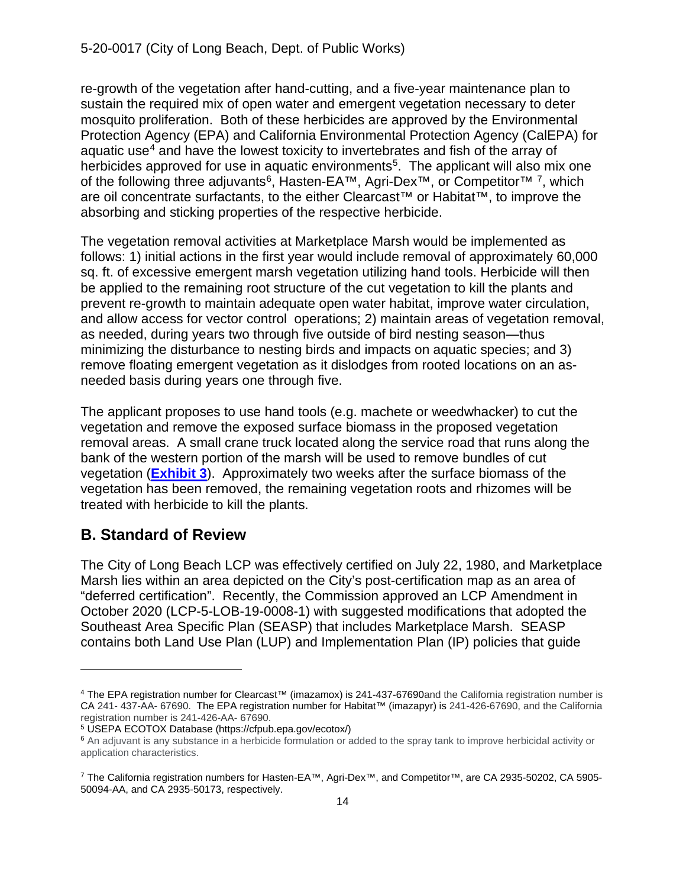re-growth of the vegetation after hand-cutting, and a five-year maintenance plan to sustain the required mix of open water and emergent vegetation necessary to deter mosquito proliferation. Both of these herbicides are approved by the Environmental Protection Agency (EPA) and California Environmental Protection Agency (CalEPA) for aquatic use[4] and have the lowest toxicity to invertebrates and fish of the array of herbicides approved for use in aquatic environments[5]. The applicant will also mix one of the following three adjuvants[6], Hasten-EA™, Agri-Dex™, or Competitor™ [7], which are oil concentrate surfactants, to the either Clearcast™ or Habitat™, to improve the absorbing and sticking properties of the respective herbicide.

The vegetation removal activities at Marketplace Marsh would be implemented as follows: 1) initial actions in the first year would include removal of approximately 60,000 sq. ft. of excessive emergent marsh vegetation utilizing hand tools. Herbicide will then be applied to the remaining root structure of the cut vegetation to kill the plants and prevent re-growth to maintain adequate open water habitat, improve water circulation, and allow access for vector control operations; 2) maintain areas of vegetation removal, as needed, during years two through five outside of bird nesting season—thus minimizing the disturbance to nesting birds and impacts on aquatic species; and 3) remove floating emergent vegetation as it dislodges from rooted locations on an as-needed basis during years one through five.

The applicant proposes to use hand tools (e.g. machete or weedwhacker) to cut the vegetation and remove the exposed surface biomass in the proposed vegetation removal areas. A small crane truck located along the service road that runs along the bank of the western portion of the marsh will be used to remove bundles of cut vegetation (**Exhibit 3**). Approximately two weeks after the surface biomass of the vegetation has been removed, the remaining vegetation roots and rhizomes will be treated with herbicide to kill the plants.

## B. Standard of Review

The City of Long Beach LCP was effectively certified on July 22, 1980, and Marketplace Marsh lies within an area depicted on the City's post-certification map as an area of "deferred certification". Recently, the Commission approved an LCP Amendment in October 2020 (LCP-5-LOB-19-0008-1) with suggested modifications that adopted the Southeast Area Specific Plan (SEASP) that includes Marketplace Marsh. SEASP contains both Land Use Plan (LUP) and Implementation Plan (IP) policies that guide

---

[4] The EPA registration number for Clearcast™ (imazamox) is 241-437-67690and the California registration number is CA 241- 437-AA- 67690. The EPA registration number for Habitat™ (imazapyr) is 241-426-67690, and the California registration number is 241-426-AA- 67690.

[5] USEPA ECOTOX Database (https://cfpub.epa.gov/ecotox/)

[6] An adjuvant is any substance in a herbicide formulation or added to the spray tank to improve herbicidal activity or application characteristics.

[7] The California registration numbers for Hasten-EA™, Agri-Dex™, and Competitor™, are CA 2935-50202, CA 5905-50094-AA, and CA 2935-50173, respectively.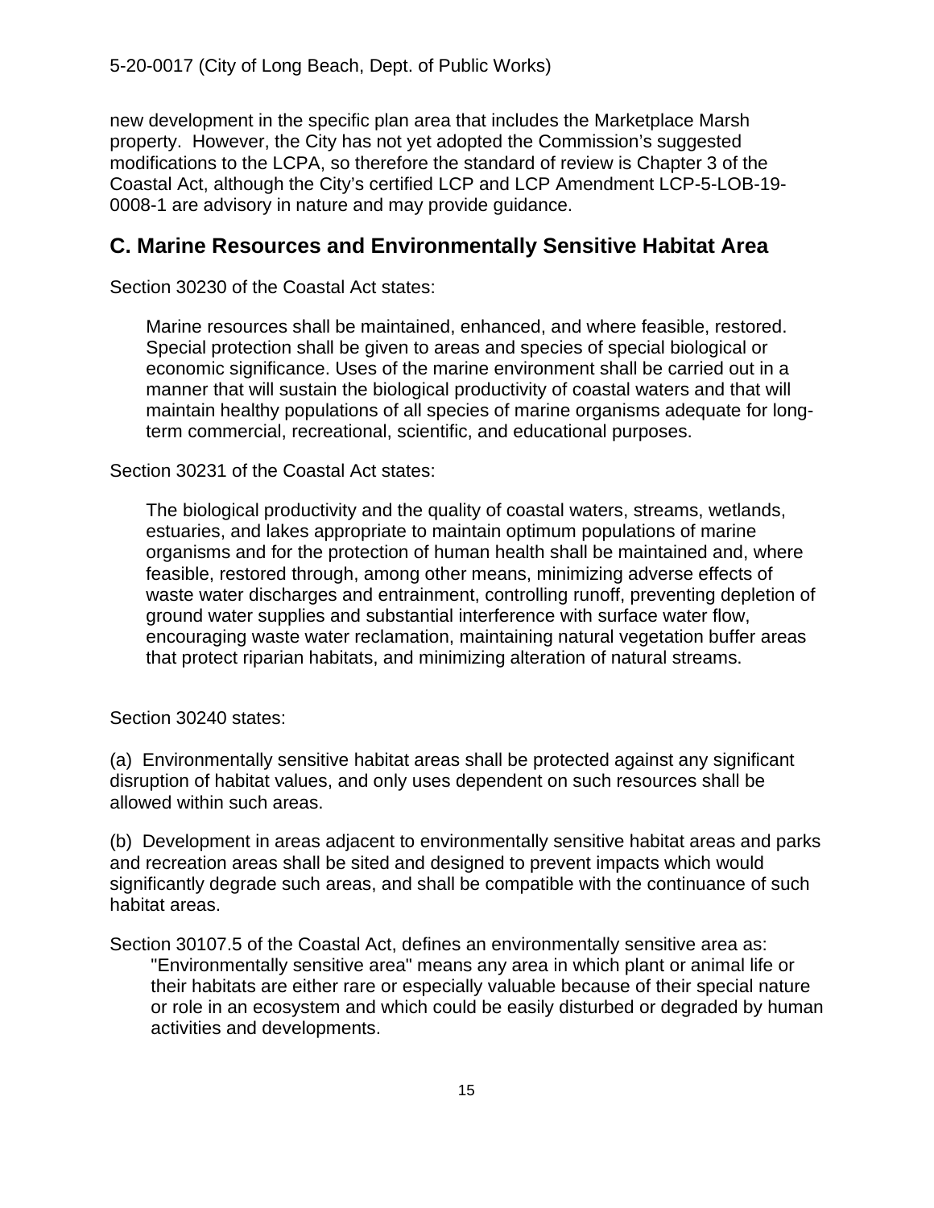new development in the specific plan area that includes the Marketplace Marsh property. However, the City has not yet adopted the Commission's suggested modifications to the LCPA, so therefore the standard of review is Chapter 3 of the Coastal Act, although the City's certified LCP and LCP Amendment LCP-5-LOB-19-0008-1 are advisory in nature and may provide guidance.

## C. Marine Resources and Environmentally Sensitive Habitat Area

Section 30230 of the Coastal Act states:

> Marine resources shall be maintained, enhanced, and where feasible, restored. Special protection shall be given to areas and species of special biological or economic significance. Uses of the marine environment shall be carried out in a manner that will sustain the biological productivity of coastal waters and that will maintain healthy populations of all species of marine organisms adequate for long-term commercial, recreational, scientific, and educational purposes.

Section 30231 of the Coastal Act states:

> The biological productivity and the quality of coastal waters, streams, wetlands, estuaries, and lakes appropriate to maintain optimum populations of marine organisms and for the protection of human health shall be maintained and, where feasible, restored through, among other means, minimizing adverse effects of waste water discharges and entrainment, controlling runoff, preventing depletion of ground water supplies and substantial interference with surface water flow, encouraging waste water reclamation, maintaining natural vegetation buffer areas that protect riparian habitats, and minimizing alteration of natural streams.

Section 30240 states:

(a) Environmentally sensitive habitat areas shall be protected against any significant disruption of habitat values, and only uses dependent on such resources shall be allowed within such areas.

(b) Development in areas adjacent to environmentally sensitive habitat areas and parks and recreation areas shall be sited and designed to prevent impacts which would significantly degrade such areas, and shall be compatible with the continuance of such habitat areas.

Section 30107.5 of the Coastal Act, defines an environmentally sensitive area as:

> "Environmentally sensitive area" means any area in which plant or animal life or their habitats are either rare or especially valuable because of their special nature or role in an ecosystem and which could be easily disturbed or degraded by human activities and developments.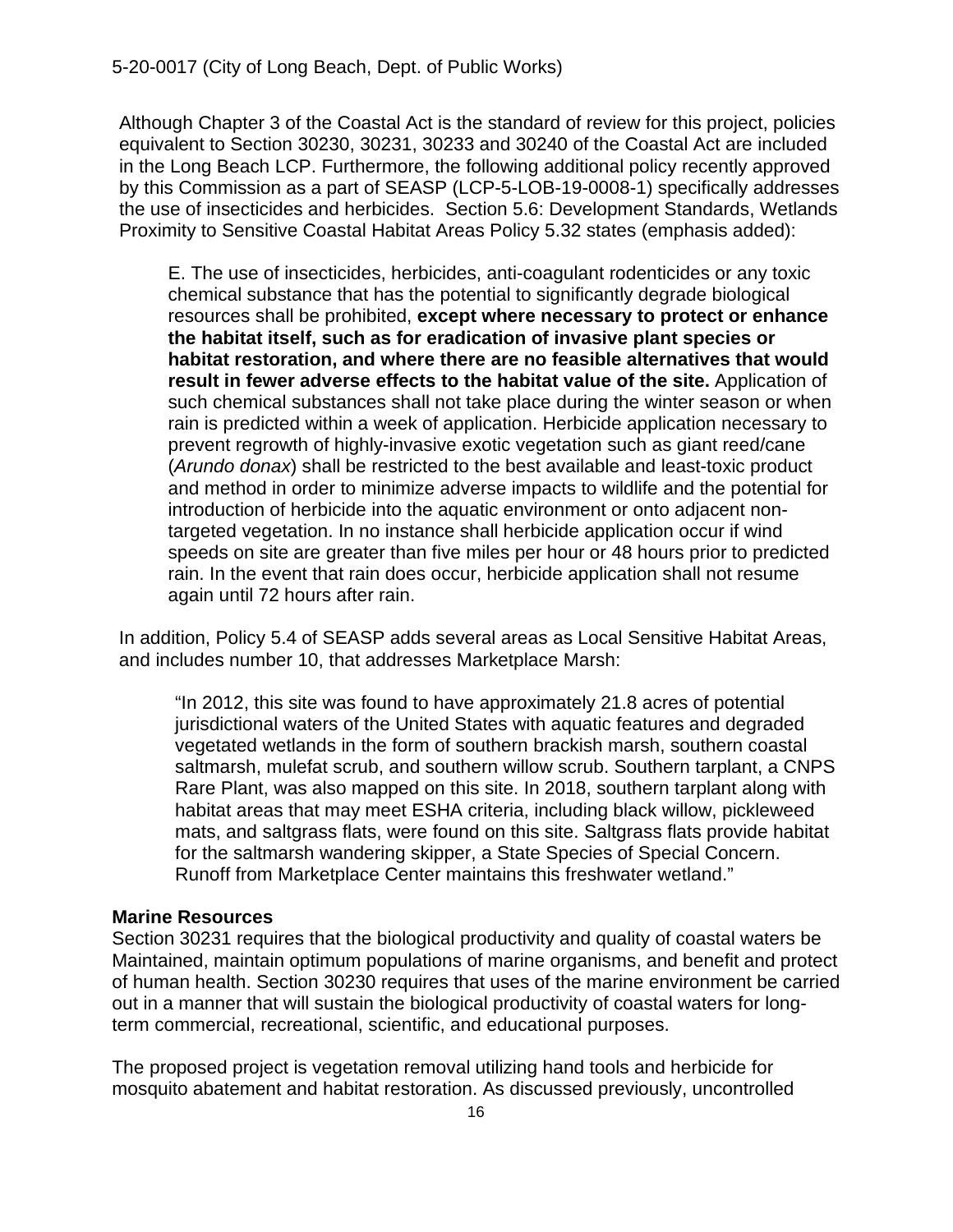Although Chapter 3 of the Coastal Act is the standard of review for this project, policies equivalent to Section 30230, 30231, 30233 and 30240 of the Coastal Act are included in the Long Beach LCP. Furthermore, the following additional policy recently approved by this Commission as a part of SEASP (LCP-5-LOB-19-0008-1) specifically addresses the use of insecticides and herbicides. Section 5.6: Development Standards, Wetlands Proximity to Sensitive Coastal Habitat Areas Policy 5.32 states (emphasis added):

> E. The use of insecticides, herbicides, anti-coagulant rodenticides or any toxic chemical substance that has the potential to significantly degrade biological resources shall be prohibited, **except where necessary to protect or enhance the habitat itself, such as for eradication of invasive plant species or habitat restoration, and where there are no feasible alternatives that would result in fewer adverse effects to the habitat value of the site.** Application of such chemical substances shall not take place during the winter season or when rain is predicted within a week of application. Herbicide application necessary to prevent regrowth of highly-invasive exotic vegetation such as giant reed/cane (*Arundo donax*) shall be restricted to the best available and least-toxic product and method in order to minimize adverse impacts to wildlife and the potential for introduction of herbicide into the aquatic environment or onto adjacent non-targeted vegetation. In no instance shall herbicide application occur if wind speeds on site are greater than five miles per hour or 48 hours prior to predicted rain. In the event that rain does occur, herbicide application shall not resume again until 72 hours after rain.

In addition, Policy 5.4 of SEASP adds several areas as Local Sensitive Habitat Areas, and includes number 10, that addresses Marketplace Marsh:

> "In 2012, this site was found to have approximately 21.8 acres of potential jurisdictional waters of the United States with aquatic features and degraded vegetated wetlands in the form of southern brackish marsh, southern coastal saltmarsh, mulefat scrub, and southern willow scrub. Southern tarplant, a CNPS Rare Plant, was also mapped on this site. In 2018, southern tarplant along with habitat areas that may meet ESHA criteria, including black willow, pickleweed mats, and saltgrass flats, were found on this site. Saltgrass flats provide habitat for the saltmarsh wandering skipper, a State Species of Special Concern. Runoff from Marketplace Center maintains this freshwater wetland."

**Marine Resources**

Section 30231 requires that the biological productivity and quality of coastal waters be Maintained, maintain optimum populations of marine organisms, and benefit and protect of human health. Section 30230 requires that uses of the marine environment be carried out in a manner that will sustain the biological productivity of coastal waters for long-term commercial, recreational, scientific, and educational purposes.

The proposed project is vegetation removal utilizing hand tools and herbicide for mosquito abatement and habitat restoration. As discussed previously, uncontrolled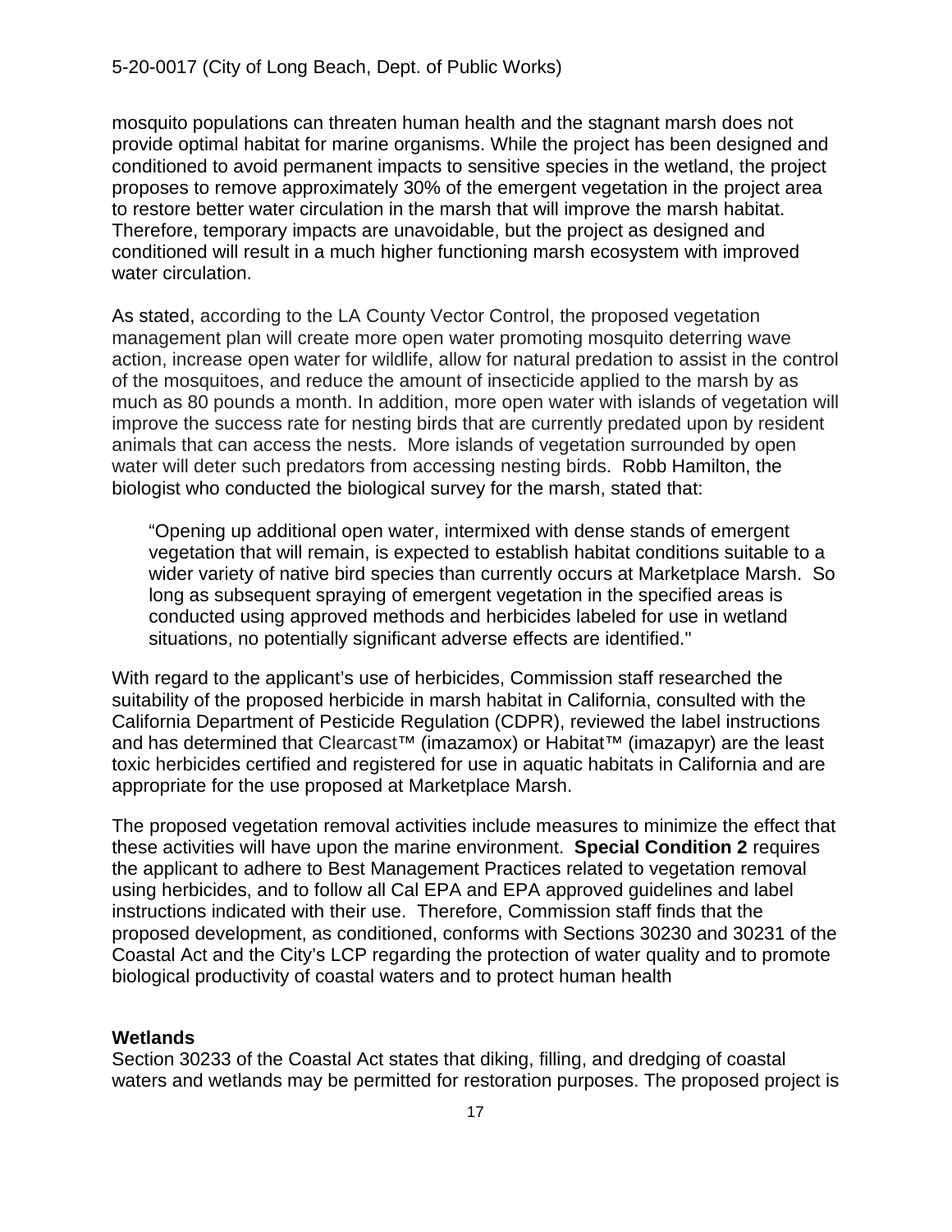mosquito populations can threaten human health and the stagnant marsh does not provide optimal habitat for marine organisms. While the project has been designed and conditioned to avoid permanent impacts to sensitive species in the wetland, the project proposes to remove approximately 30% of the emergent vegetation in the project area to restore better water circulation in the marsh that will improve the marsh habitat. Therefore, temporary impacts are unavoidable, but the project as designed and conditioned will result in a much higher functioning marsh ecosystem with improved water circulation.

As stated, according to the LA County Vector Control, the proposed vegetation management plan will create more open water promoting mosquito deterring wave action, increase open water for wildlife, allow for natural predation to assist in the control of the mosquitoes, and reduce the amount of insecticide applied to the marsh by as much as 80 pounds a month. In addition, more open water with islands of vegetation will improve the success rate for nesting birds that are currently predated upon by resident animals that can access the nests. More islands of vegetation surrounded by open water will deter such predators from accessing nesting birds. Robb Hamilton, the biologist who conducted the biological survey for the marsh, stated that:

> "Opening up additional open water, intermixed with dense stands of emergent vegetation that will remain, is expected to establish habitat conditions suitable to a wider variety of native bird species than currently occurs at Marketplace Marsh. So long as subsequent spraying of emergent vegetation in the specified areas is conducted using approved methods and herbicides labeled for use in wetland situations, no potentially significant adverse effects are identified."

With regard to the applicant's use of herbicides, Commission staff researched the suitability of the proposed herbicide in marsh habitat in California, consulted with the California Department of Pesticide Regulation (CDPR), reviewed the label instructions and has determined that Clearcast™ (imazamox) or Habitat™ (imazapyr) are the least toxic herbicides certified and registered for use in aquatic habitats in California and are appropriate for the use proposed at Marketplace Marsh.

The proposed vegetation removal activities include measures to minimize the effect that these activities will have upon the marine environment. **Special Condition 2** requires the applicant to adhere to Best Management Practices related to vegetation removal using herbicides, and to follow all Cal EPA and EPA approved guidelines and label instructions indicated with their use. Therefore, Commission staff finds that the proposed development, as conditioned, conforms with Sections 30230 and 30231 of the Coastal Act and the City's LCP regarding the protection of water quality and to promote biological productivity of coastal waters and to protect human health

**Wetlands**

Section 30233 of the Coastal Act states that diking, filling, and dredging of coastal waters and wetlands may be permitted for restoration purposes. The proposed project is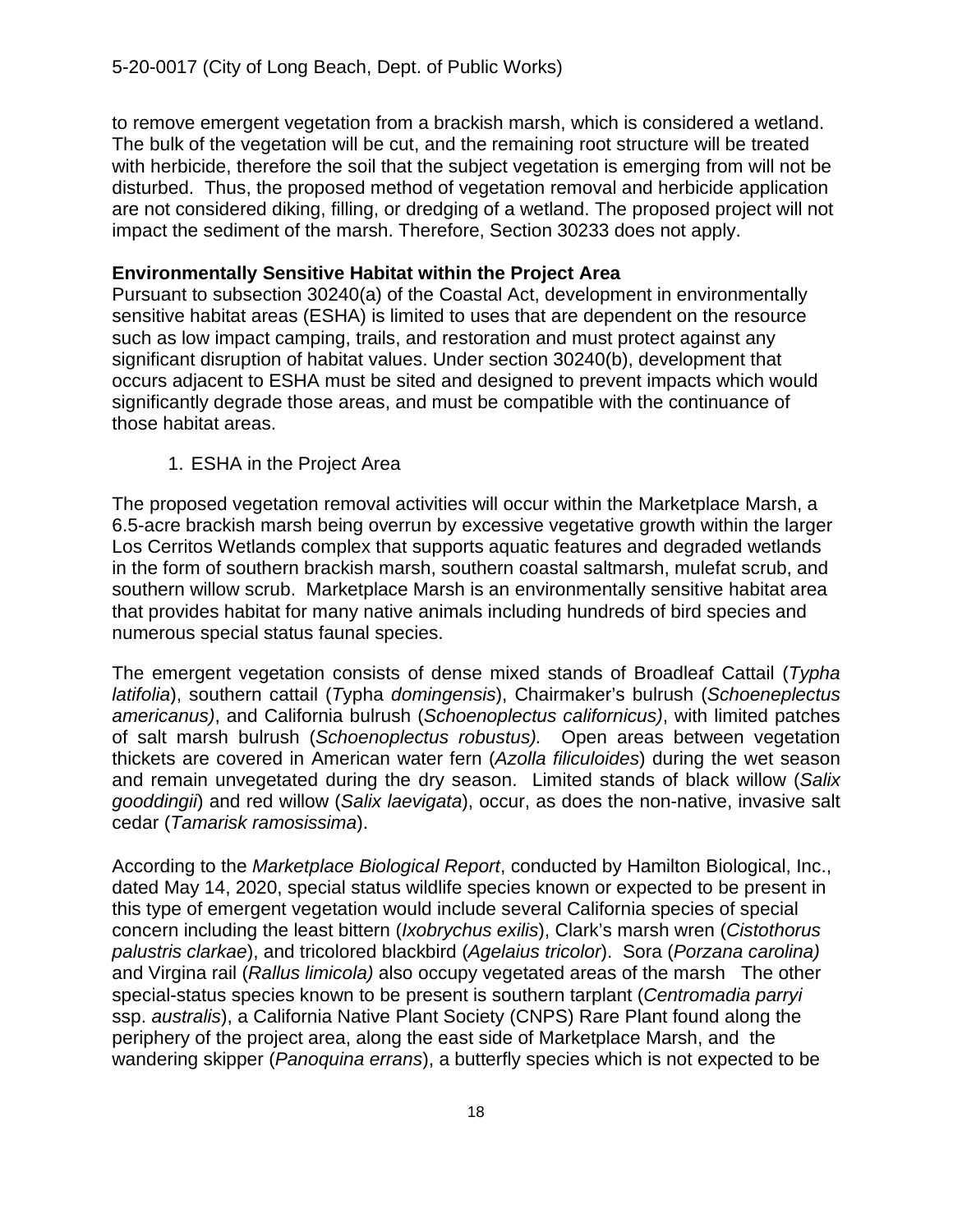to remove emergent vegetation from a brackish marsh, which is considered a wetland. The bulk of the vegetation will be cut, and the remaining root structure will be treated with herbicide, therefore the soil that the subject vegetation is emerging from will not be disturbed. Thus, the proposed method of vegetation removal and herbicide application are not considered diking, filling, or dredging of a wetland. The proposed project will not impact the sediment of the marsh. Therefore, Section 30233 does not apply.

**Environmentally Sensitive Habitat within the Project Area**

Pursuant to subsection 30240(a) of the Coastal Act, development in environmentally sensitive habitat areas (ESHA) is limited to uses that are dependent on the resource such as low impact camping, trails, and restoration and must protect against any significant disruption of habitat values. Under section 30240(b), development that occurs adjacent to ESHA must be sited and designed to prevent impacts which would significantly degrade those areas, and must be compatible with the continuance of those habitat areas.

1. ESHA in the Project Area

The proposed vegetation removal activities will occur within the Marketplace Marsh, a 6.5-acre brackish marsh being overrun by excessive vegetative growth within the larger Los Cerritos Wetlands complex that supports aquatic features and degraded wetlands in the form of southern brackish marsh, southern coastal saltmarsh, mulefat scrub, and southern willow scrub. Marketplace Marsh is an environmentally sensitive habitat area that provides habitat for many native animals including hundreds of bird species and numerous special status faunal species.

The emergent vegetation consists of dense mixed stands of Broadleaf Cattail (*Typha latifolia*), southern cattail (*T*ypha *domingensis*), Chairmaker's bulrush (*Schoeneplectus americanus)*, and California bulrush (*Schoenoplectus californicus)*, with limited patches of salt marsh bulrush (*Schoenoplectus robustus).* Open areas between vegetation thickets are covered in American water fern (*Azolla filiculoides*) during the wet season and remain unvegetated during the dry season. Limited stands of black willow (*Salix gooddingii*) and red willow (*Salix laevigata*), occur, as does the non-native, invasive salt cedar (*Tamarisk ramosissima*).

According to the *Marketplace Biological Report*, conducted by Hamilton Biological, Inc., dated May 14, 2020, special status wildlife species known or expected to be present in this type of emergent vegetation would include several California species of special concern including the least bittern (*Ixobrychus exilis*), Clark's marsh wren (*Cistothorus palustris clarkae*), and tricolored blackbird (*Agelaius tricolor*). Sora (*Porzana carolina)* and Virgina rail (*Rallus limicola)* also occupy vegetated areas of the marsh The other special-status species known to be present is southern tarplant (*Centromadia parryi* ssp. *australis*), a California Native Plant Society (CNPS) Rare Plant found along the periphery of the project area, along the east side of Marketplace Marsh, and the wandering skipper (*Panoquina errans*), a butterfly species which is not expected to be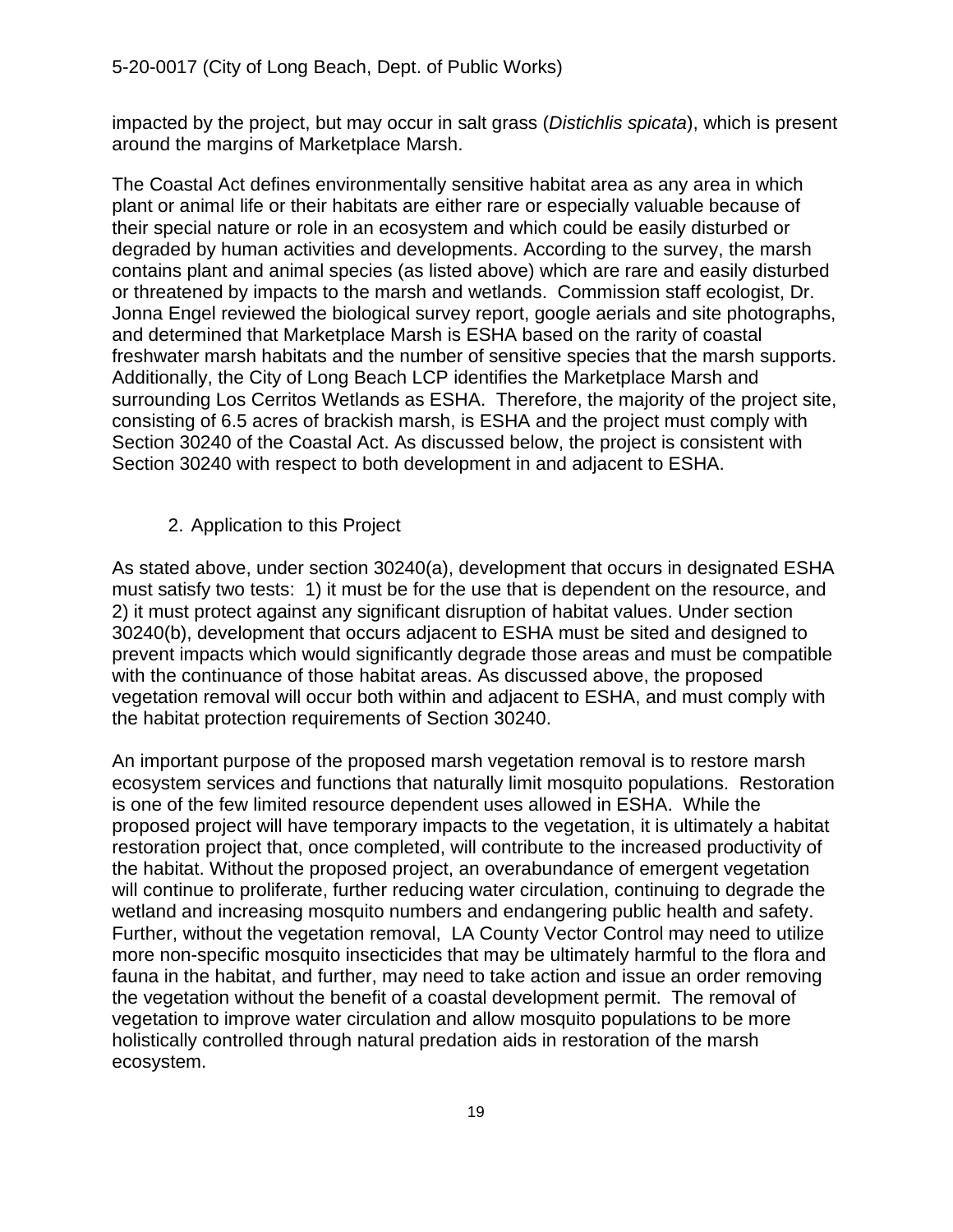impacted by the project, but may occur in salt grass (*Distichlis spicata*), which is present around the margins of Marketplace Marsh.

The Coastal Act defines environmentally sensitive habitat area as any area in which plant or animal life or their habitats are either rare or especially valuable because of their special nature or role in an ecosystem and which could be easily disturbed or degraded by human activities and developments. According to the survey, the marsh contains plant and animal species (as listed above) which are rare and easily disturbed or threatened by impacts to the marsh and wetlands. Commission staff ecologist, Dr. Jonna Engel reviewed the biological survey report, google aerials and site photographs, and determined that Marketplace Marsh is ESHA based on the rarity of coastal freshwater marsh habitats and the number of sensitive species that the marsh supports. Additionally, the City of Long Beach LCP identifies the Marketplace Marsh and surrounding Los Cerritos Wetlands as ESHA. Therefore, the majority of the project site, consisting of 6.5 acres of brackish marsh, is ESHA and the project must comply with Section 30240 of the Coastal Act. As discussed below, the project is consistent with Section 30240 with respect to both development in and adjacent to ESHA.

2. Application to this Project

As stated above, under section 30240(a), development that occurs in designated ESHA must satisfy two tests: 1) it must be for the use that is dependent on the resource, and 2) it must protect against any significant disruption of habitat values. Under section 30240(b), development that occurs adjacent to ESHA must be sited and designed to prevent impacts which would significantly degrade those areas and must be compatible with the continuance of those habitat areas. As discussed above, the proposed vegetation removal will occur both within and adjacent to ESHA, and must comply with the habitat protection requirements of Section 30240.

An important purpose of the proposed marsh vegetation removal is to restore marsh ecosystem services and functions that naturally limit mosquito populations. Restoration is one of the few limited resource dependent uses allowed in ESHA. While the proposed project will have temporary impacts to the vegetation, it is ultimately a habitat restoration project that, once completed, will contribute to the increased productivity of the habitat. Without the proposed project, an overabundance of emergent vegetation will continue to proliferate, further reducing water circulation, continuing to degrade the wetland and increasing mosquito numbers and endangering public health and safety. Further, without the vegetation removal, LA County Vector Control may need to utilize more non-specific mosquito insecticides that may be ultimately harmful to the flora and fauna in the habitat, and further, may need to take action and issue an order removing the vegetation without the benefit of a coastal development permit. The removal of vegetation to improve water circulation and allow mosquito populations to be more holistically controlled through natural predation aids in restoration of the marsh ecosystem.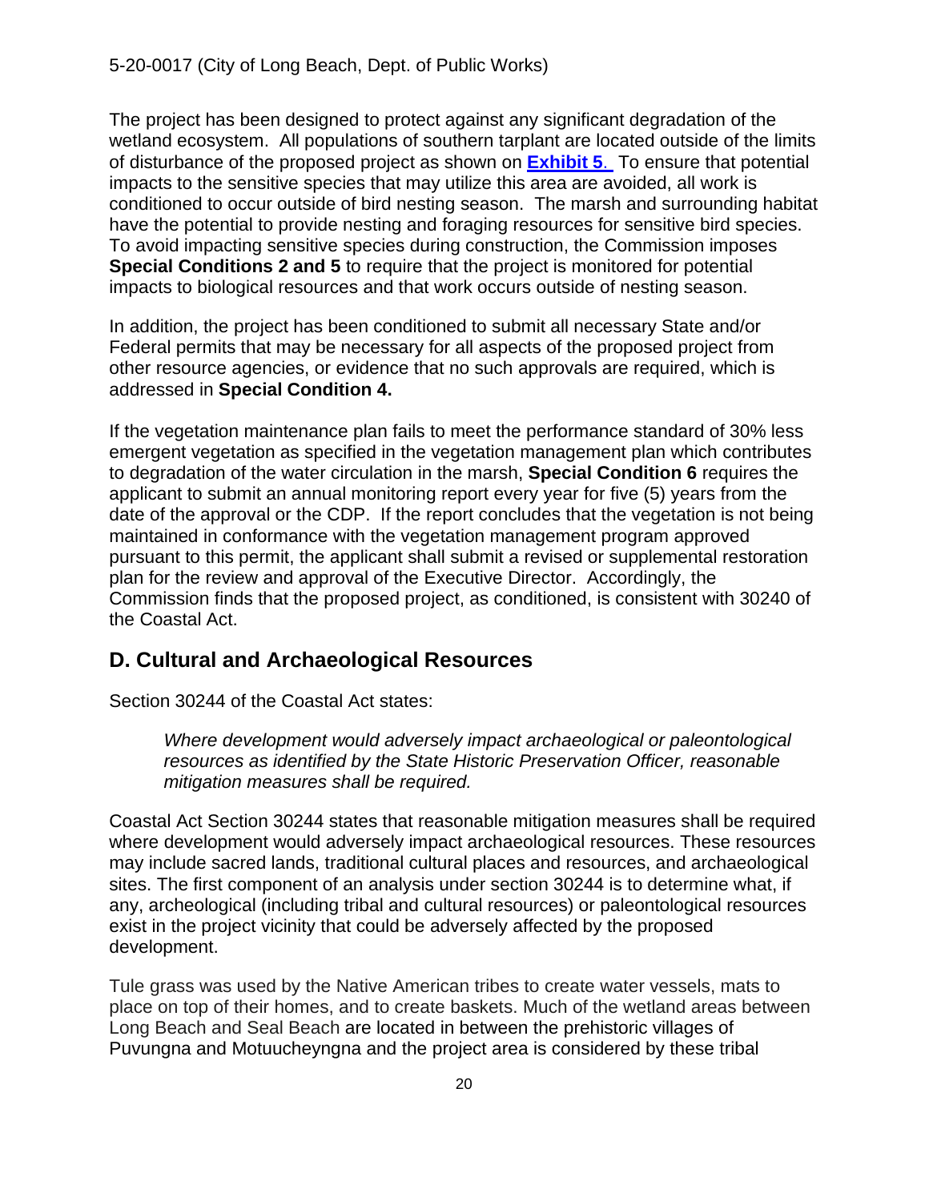The project has been designed to protect against any significant degradation of the wetland ecosystem. All populations of southern tarplant are located outside of the limits of disturbance of the proposed project as shown on **Exhibit 5**. To ensure that potential impacts to the sensitive species that may utilize this area are avoided, all work is conditioned to occur outside of bird nesting season. The marsh and surrounding habitat have the potential to provide nesting and foraging resources for sensitive bird species. To avoid impacting sensitive species during construction, the Commission imposes **Special Conditions 2 and 5** to require that the project is monitored for potential impacts to biological resources and that work occurs outside of nesting season.

In addition, the project has been conditioned to submit all necessary State and/or Federal permits that may be necessary for all aspects of the proposed project from other resource agencies, or evidence that no such approvals are required, which is addressed in **Special Condition 4.**

If the vegetation maintenance plan fails to meet the performance standard of 30% less emergent vegetation as specified in the vegetation management plan which contributes to degradation of the water circulation in the marsh, **Special Condition 6** requires the applicant to submit an annual monitoring report every year for five (5) years from the date of the approval or the CDP. If the report concludes that the vegetation is not being maintained in conformance with the vegetation management program approved pursuant to this permit, the applicant shall submit a revised or supplemental restoration plan for the review and approval of the Executive Director. Accordingly, the Commission finds that the proposed project, as conditioned, is consistent with 30240 of the Coastal Act.

## D. Cultural and Archaeological Resources

Section 30244 of the Coastal Act states:

> *Where development would adversely impact archaeological or paleontological resources as identified by the State Historic Preservation Officer, reasonable mitigation measures shall be required.*

Coastal Act Section 30244 states that reasonable mitigation measures shall be required where development would adversely impact archaeological resources. These resources may include sacred lands, traditional cultural places and resources, and archaeological sites. The first component of an analysis under section 30244 is to determine what, if any, archeological (including tribal and cultural resources) or paleontological resources exist in the project vicinity that could be adversely affected by the proposed development.

Tule grass was used by the Native American tribes to create water vessels, mats to place on top of their homes, and to create baskets. Much of the wetland areas between Long Beach and Seal Beach are located in between the prehistoric villages of Puvungna and Motuucheyngna and the project area is considered by these tribal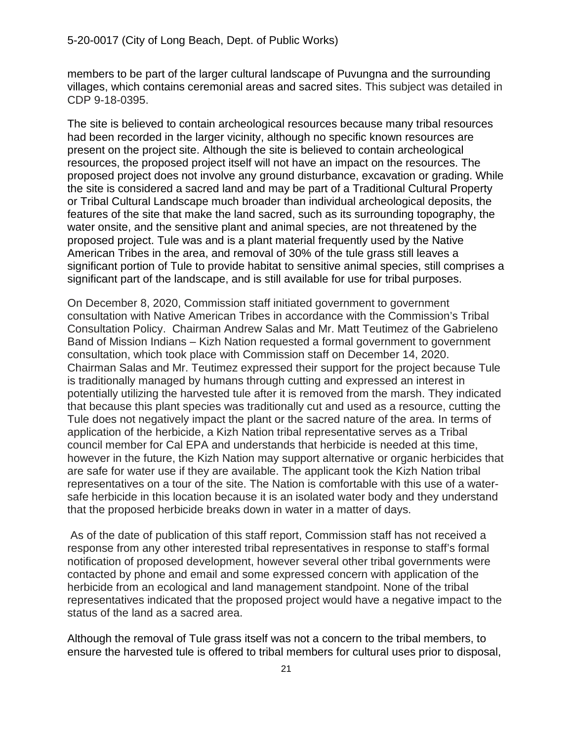members to be part of the larger cultural landscape of Puvungna and the surrounding villages, which contains ceremonial areas and sacred sites. This subject was detailed in CDP 9-18-0395.

The site is believed to contain archeological resources because many tribal resources had been recorded in the larger vicinity, although no specific known resources are present on the project site. Although the site is believed to contain archeological resources, the proposed project itself will not have an impact on the resources. The proposed project does not involve any ground disturbance, excavation or grading. While the site is considered a sacred land and may be part of a Traditional Cultural Property or Tribal Cultural Landscape much broader than individual archeological deposits, the features of the site that make the land sacred, such as its surrounding topography, the water onsite, and the sensitive plant and animal species, are not threatened by the proposed project. Tule was and is a plant material frequently used by the Native American Tribes in the area, and removal of 30% of the tule grass still leaves a significant portion of Tule to provide habitat to sensitive animal species, still comprises a significant part of the landscape, and is still available for use for tribal purposes.

On December 8, 2020, Commission staff initiated government to government consultation with Native American Tribes in accordance with the Commission's Tribal Consultation Policy. Chairman Andrew Salas and Mr. Matt Teutimez of the Gabrieleno Band of Mission Indians – Kizh Nation requested a formal government to government consultation, which took place with Commission staff on December 14, 2020. Chairman Salas and Mr. Teutimez expressed their support for the project because Tule is traditionally managed by humans through cutting and expressed an interest in potentially utilizing the harvested tule after it is removed from the marsh. They indicated that because this plant species was traditionally cut and used as a resource, cutting the Tule does not negatively impact the plant or the sacred nature of the area. In terms of application of the herbicide, a Kizh Nation tribal representative serves as a Tribal council member for Cal EPA and understands that herbicide is needed at this time, however in the future, the Kizh Nation may support alternative or organic herbicides that are safe for water use if they are available. The applicant took the Kizh Nation tribal representatives on a tour of the site. The Nation is comfortable with this use of a water-safe herbicide in this location because it is an isolated water body and they understand that the proposed herbicide breaks down in water in a matter of days.

As of the date of publication of this staff report, Commission staff has not received a response from any other interested tribal representatives in response to staff's formal notification of proposed development, however several other tribal governments were contacted by phone and email and some expressed concern with application of the herbicide from an ecological and land management standpoint. None of the tribal representatives indicated that the proposed project would have a negative impact to the status of the land as a sacred area.

Although the removal of Tule grass itself was not a concern to the tribal members, to ensure the harvested tule is offered to tribal members for cultural uses prior to disposal,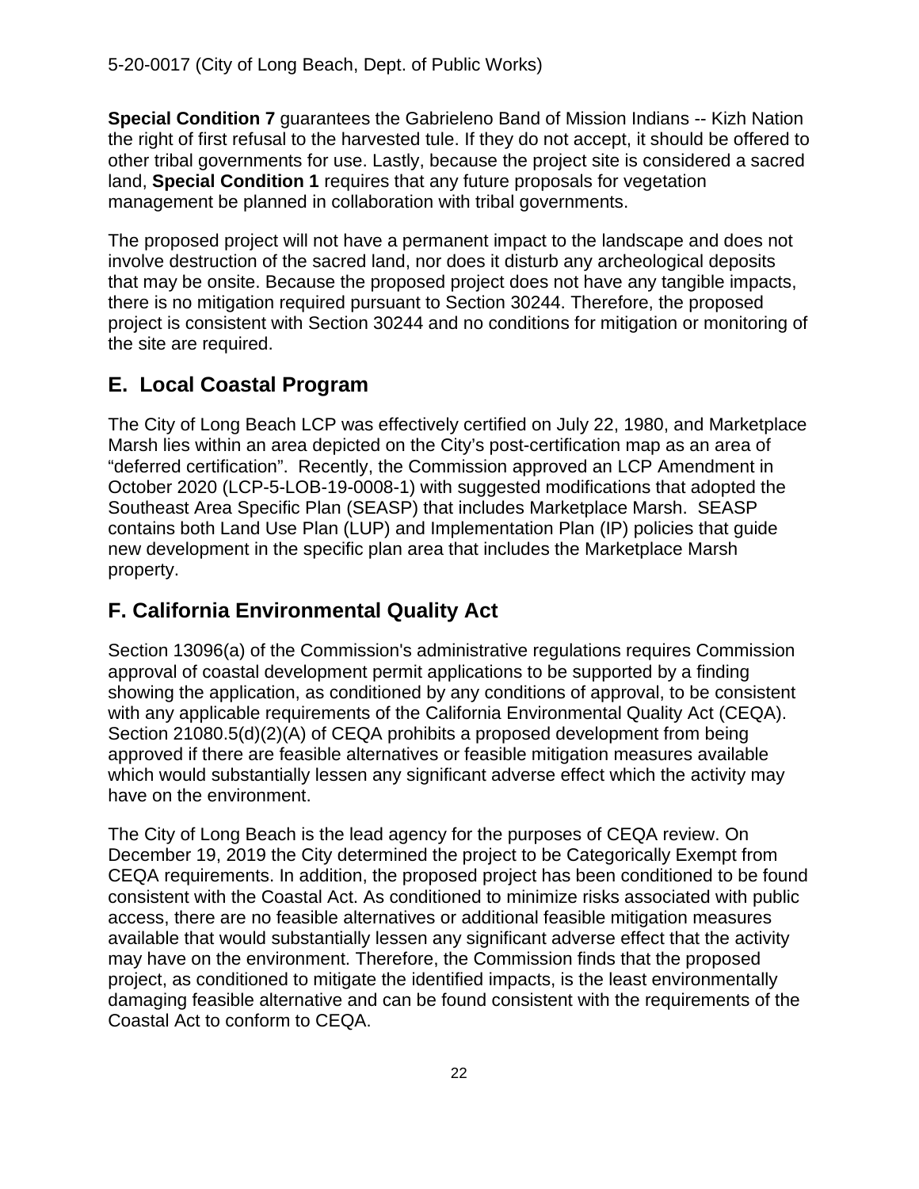**Special Condition 7** guarantees the Gabrieleno Band of Mission Indians -- Kizh Nation the right of first refusal to the harvested tule. If they do not accept, it should be offered to other tribal governments for use. Lastly, because the project site is considered a sacred land, **Special Condition 1** requires that any future proposals for vegetation management be planned in collaboration with tribal governments.

The proposed project will not have a permanent impact to the landscape and does not involve destruction of the sacred land, nor does it disturb any archeological deposits that may be onsite. Because the proposed project does not have any tangible impacts, there is no mitigation required pursuant to Section 30244. Therefore, the proposed project is consistent with Section 30244 and no conditions for mitigation or monitoring of the site are required.

## E. Local Coastal Program

The City of Long Beach LCP was effectively certified on July 22, 1980, and Marketplace Marsh lies within an area depicted on the City's post-certification map as an area of "deferred certification". Recently, the Commission approved an LCP Amendment in October 2020 (LCP-5-LOB-19-0008-1) with suggested modifications that adopted the Southeast Area Specific Plan (SEASP) that includes Marketplace Marsh. SEASP contains both Land Use Plan (LUP) and Implementation Plan (IP) policies that guide new development in the specific plan area that includes the Marketplace Marsh property.

## F. California Environmental Quality Act

Section 13096(a) of the Commission's administrative regulations requires Commission approval of coastal development permit applications to be supported by a finding showing the application, as conditioned by any conditions of approval, to be consistent with any applicable requirements of the California Environmental Quality Act (CEQA). Section 21080.5(d)(2)(A) of CEQA prohibits a proposed development from being approved if there are feasible alternatives or feasible mitigation measures available which would substantially lessen any significant adverse effect which the activity may have on the environment.

The City of Long Beach is the lead agency for the purposes of CEQA review. On December 19, 2019 the City determined the project to be Categorically Exempt from CEQA requirements. In addition, the proposed project has been conditioned to be found consistent with the Coastal Act. As conditioned to minimize risks associated with public access, there are no feasible alternatives or additional feasible mitigation measures available that would substantially lessen any significant adverse effect that the activity may have on the environment. Therefore, the Commission finds that the proposed project, as conditioned to mitigate the identified impacts, is the least environmentally damaging feasible alternative and can be found consistent with the requirements of the Coastal Act to conform to CEQA.